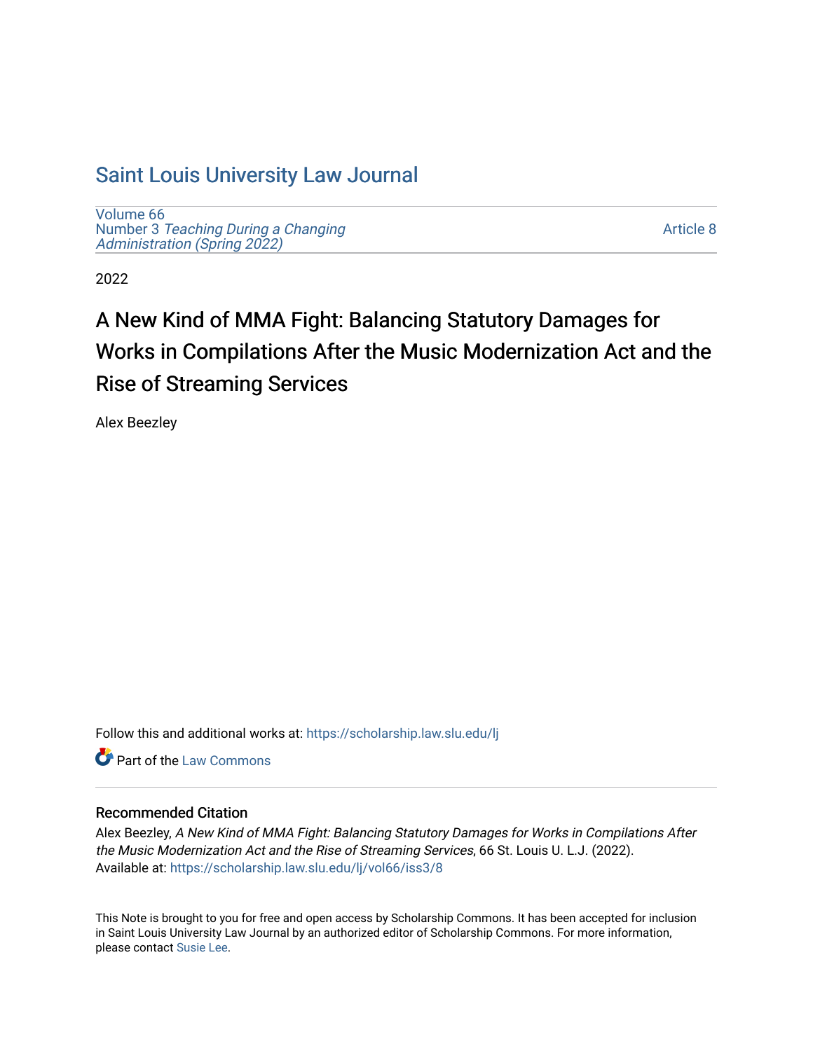# Saint Louis University Law Journal

Volume 66
Number 3 *Teaching During a Changing Administration (Spring 2022)*

Article 8

2022

# A New Kind of MMA Fight: Balancing Statutory Damages for Works in Compilations After the Music Modernization Act and the Rise of Streaming Services

Alex Beezley

Follow this and additional works at: https://scholarship.law.slu.edu/lj

Part of the Law Commons

## Recommended Citation

Alex Beezley, *A New Kind of MMA Fight: Balancing Statutory Damages for Works in Compilations After the Music Modernization Act and the Rise of Streaming Services*, 66 St. Louis U. L.J. (2022).
Available at: https://scholarship.law.slu.edu/lj/vol66/iss3/8

This Note is brought to you for free and open access by Scholarship Commons. It has been accepted for inclusion in Saint Louis University Law Journal by an authorized editor of Scholarship Commons. For more information, please contact Susie Lee.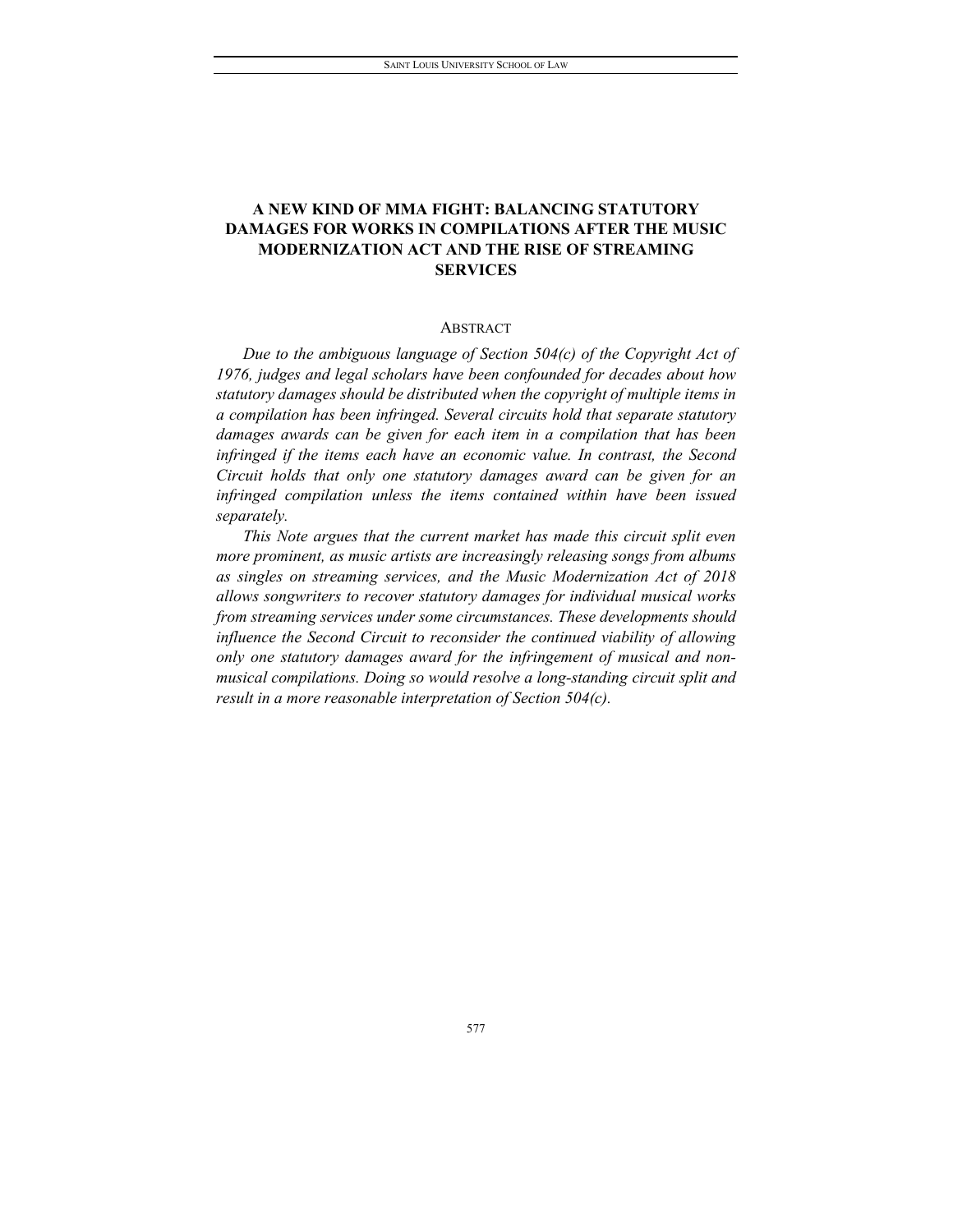# A NEW KIND OF MMA FIGHT: BALANCING STATUTORY DAMAGES FOR WORKS IN COMPILATIONS AFTER THE MUSIC MODERNIZATION ACT AND THE RISE OF STREAMING SERVICES

## ABSTRACT

*Due to the ambiguous language of Section 504(c) of the Copyright Act of 1976, judges and legal scholars have been confounded for decades about how statutory damages should be distributed when the copyright of multiple items in a compilation has been infringed. Several circuits hold that separate statutory damages awards can be given for each item in a compilation that has been infringed if the items each have an economic value. In contrast, the Second Circuit holds that only one statutory damages award can be given for an infringed compilation unless the items contained within have been issued separately.*

*This Note argues that the current market has made this circuit split even more prominent, as music artists are increasingly releasing songs from albums as singles on streaming services, and the Music Modernization Act of 2018 allows songwriters to recover statutory damages for individual musical works from streaming services under some circumstances. These developments should influence the Second Circuit to reconsider the continued viability of allowing only one statutory damages award for the infringement of musical and non-musical compilations. Doing so would resolve a long-standing circuit split and result in a more reasonable interpretation of Section 504(c).*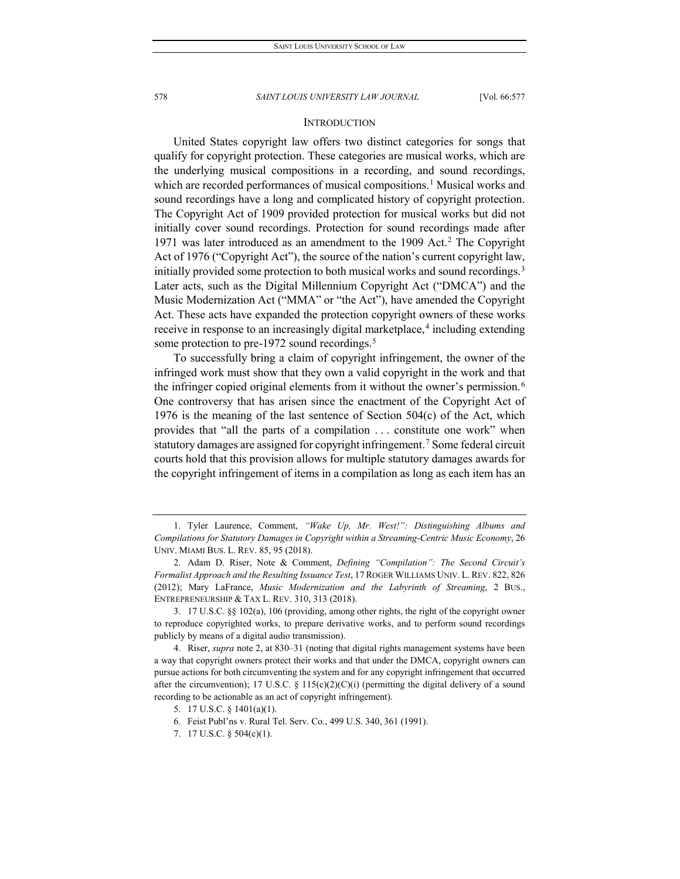## INTRODUCTION

United States copyright law offers two distinct categories for songs that qualify for copyright protection. These categories are musical works, which are the underlying musical compositions in a recording, and sound recordings, which are recorded performances of musical compositions.[1] Musical works and sound recordings have a long and complicated history of copyright protection. The Copyright Act of 1909 provided protection for musical works but did not initially cover sound recordings. Protection for sound recordings made after 1971 was later introduced as an amendment to the 1909 Act.[2] The Copyright Act of 1976 ("Copyright Act"), the source of the nation's current copyright law, initially provided some protection to both musical works and sound recordings.[3] Later acts, such as the Digital Millennium Copyright Act ("DMCA") and the Music Modernization Act ("MMA" or "the Act"), have amended the Copyright Act. These acts have expanded the protection copyright owners of these works receive in response to an increasingly digital marketplace,[4] including extending some protection to pre-1972 sound recordings.[5]

To successfully bring a claim of copyright infringement, the owner of the infringed work must show that they own a valid copyright in the work and that the infringer copied original elements from it without the owner's permission.[6] One controversy that has arisen since the enactment of the Copyright Act of 1976 is the meaning of the last sentence of Section 504(c) of the Act, which provides that "all the parts of a compilation . . . constitute one work" when statutory damages are assigned for copyright infringement.[7] Some federal circuit courts hold that this provision allows for multiple statutory damages awards for the copyright infringement of items in a compilation as long as each item has an

---

1. Tyler Laurence, Comment, *"Wake Up, Mr. West!": Distinguishing Albums and Compilations for Statutory Damages in Copyright within a Streaming-Centric Music Economy*, 26 UNIV. MIAMI BUS. L. REV. 85, 95 (2018).

2. Adam D. Riser, Note & Comment, *Defining "Compilation": The Second Circuit's Formalist Approach and the Resulting Issuance Test*, 17 ROGER WILLIAMS UNIV. L. REV. 822, 826 (2012); Mary LaFrance, *Music Modernization and the Labyrinth of Streaming*, 2 BUS., ENTREPRENEURSHIP & TAX L. REV. 310, 313 (2018).

3. 17 U.S.C. §§ 102(a), 106 (providing, among other rights, the right of the copyright owner to reproduce copyrighted works, to prepare derivative works, and to perform sound recordings publicly by means of a digital audio transmission).

4. Riser, *supra* note 2, at 830–31 (noting that digital rights management systems have been a way that copyright owners protect their works and that under the DMCA, copyright owners can pursue actions for both circumventing the system and for any copyright infringement that occurred after the circumvention); 17 U.S.C. § 115(c)(2)(C)(i) (permitting the digital delivery of a sound recording to be actionable as an act of copyright infringement).

5. 17 U.S.C. § 1401(a)(1).

6. Feist Publ'ns v. Rural Tel. Serv. Co., 499 U.S. 340, 361 (1991).

7. 17 U.S.C. § 504(c)(1).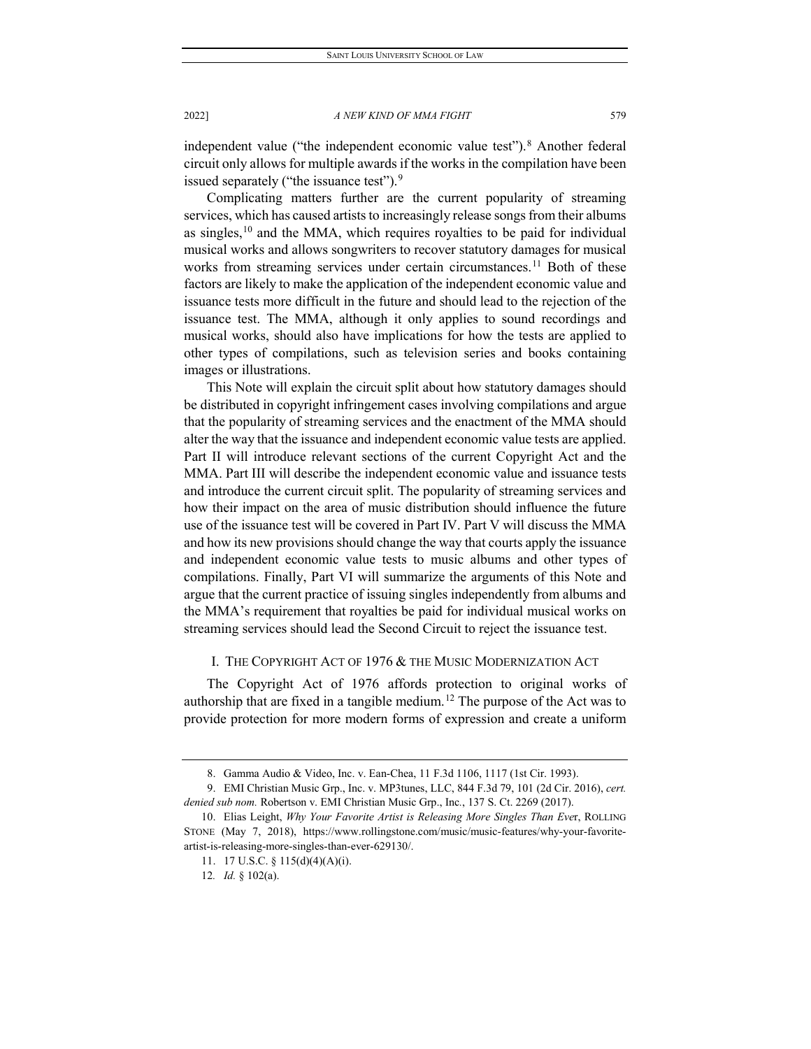independent value ("the independent economic value test").[8] Another federal circuit only allows for multiple awards if the works in the compilation have been issued separately ("the issuance test").[9]

Complicating matters further are the current popularity of streaming services, which has caused artists to increasingly release songs from their albums as singles,[10] and the MMA, which requires royalties to be paid for individual musical works and allows songwriters to recover statutory damages for musical works from streaming services under certain circumstances.[11] Both of these factors are likely to make the application of the independent economic value and issuance tests more difficult in the future and should lead to the rejection of the issuance test. The MMA, although it only applies to sound recordings and musical works, should also have implications for how the tests are applied to other types of compilations, such as television series and books containing images or illustrations.

This Note will explain the circuit split about how statutory damages should be distributed in copyright infringement cases involving compilations and argue that the popularity of streaming services and the enactment of the MMA should alter the way that the issuance and independent economic value tests are applied. Part II will introduce relevant sections of the current Copyright Act and the MMA. Part III will describe the independent economic value and issuance tests and introduce the current circuit split. The popularity of streaming services and how their impact on the area of music distribution should influence the future use of the issuance test will be covered in Part IV. Part V will discuss the MMA and how its new provisions should change the way that courts apply the issuance and independent economic value tests to music albums and other types of compilations. Finally, Part VI will summarize the arguments of this Note and argue that the current practice of issuing singles independently from albums and the MMA's requirement that royalties be paid for individual musical works on streaming services should lead the Second Circuit to reject the issuance test.

## I. THE COPYRIGHT ACT OF 1976 & THE MUSIC MODERNIZATION ACT

The Copyright Act of 1976 affords protection to original works of authorship that are fixed in a tangible medium.[12] The purpose of the Act was to provide protection for more modern forms of expression and create a uniform

---

8. Gamma Audio & Video, Inc. v. Ean-Chea, 11 F.3d 1106, 1117 (1st Cir. 1993).

9. EMI Christian Music Grp., Inc. v. MP3tunes, LLC, 844 F.3d 79, 101 (2d Cir. 2016), *cert. denied sub nom.* Robertson v. EMI Christian Music Grp., Inc., 137 S. Ct. 2269 (2017).

10. Elias Leight, *Why Your Favorite Artist is Releasing More Singles Than Ever*, ROLLING STONE (May 7, 2018), https://www.rollingstone.com/music/music-features/why-your-favorite-artist-is-releasing-more-singles-than-ever-629130/.

11. 17 U.S.C. § 115(d)(4)(A)(i).

12. *Id.* § 102(a).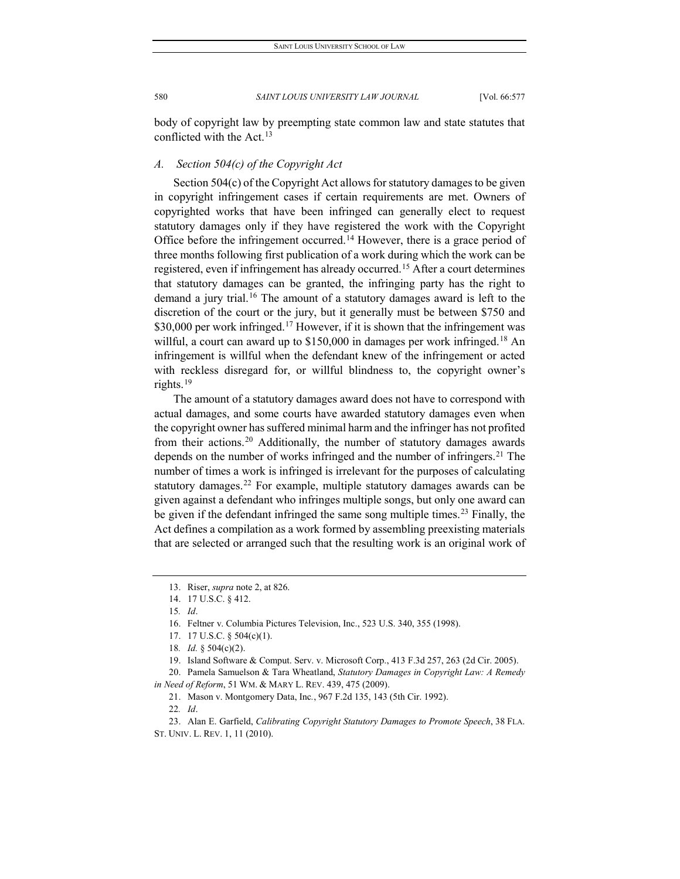body of copyright law by preempting state common law and state statutes that conflicted with the Act.[13]

### *A. Section 504(c) of the Copyright Act*

Section 504(c) of the Copyright Act allows for statutory damages to be given in copyright infringement cases if certain requirements are met. Owners of copyrighted works that have been infringed can generally elect to request statutory damages only if they have registered the work with the Copyright Office before the infringement occurred.[14] However, there is a grace period of three months following first publication of a work during which the work can be registered, even if infringement has already occurred.[15] After a court determines that statutory damages can be granted, the infringing party has the right to demand a jury trial.[16] The amount of a statutory damages award is left to the discretion of the court or the jury, but it generally must be between $750 and $30,000 per work infringed.[17] However, if it is shown that the infringement was willful, a court can award up to $150,000 in damages per work infringed.[18] An infringement is willful when the defendant knew of the infringement or acted with reckless disregard for, or willful blindness to, the copyright owner's rights.[19]

The amount of a statutory damages award does not have to correspond with actual damages, and some courts have awarded statutory damages even when the copyright owner has suffered minimal harm and the infringer has not profited from their actions.[20] Additionally, the number of statutory damages awards depends on the number of works infringed and the number of infringers.[21] The number of times a work is infringed is irrelevant for the purposes of calculating statutory damages.[22] For example, multiple statutory damages awards can be given against a defendant who infringes multiple songs, but only one award can be given if the defendant infringed the same song multiple times.[23] Finally, the Act defines a compilation as a work formed by assembling preexisting materials that are selected or arranged such that the resulting work is an original work of

---

13. Riser, *supra* note 2, at 826.

14. 17 U.S.C. § 412.

15. *Id*.

16. Feltner v. Columbia Pictures Television, Inc., 523 U.S. 340, 355 (1998).

17. 17 U.S.C. § 504(c)(1).

18. *Id.* § 504(c)(2).

19. Island Software & Comput. Serv. v. Microsoft Corp., 413 F.3d 257, 263 (2d Cir. 2005).

20. Pamela Samuelson & Tara Wheatland, *Statutory Damages in Copyright Law: A Remedy in Need of Reform*, 51 WM. & MARY L. REV. 439, 475 (2009).

21. Mason v. Montgomery Data, Inc., 967 F.2d 135, 143 (5th Cir. 1992).

22. *Id*.

23. Alan E. Garfield, *Calibrating Copyright Statutory Damages to Promote Speech*, 38 FLA. ST. UNIV. L. REV. 1, 11 (2010).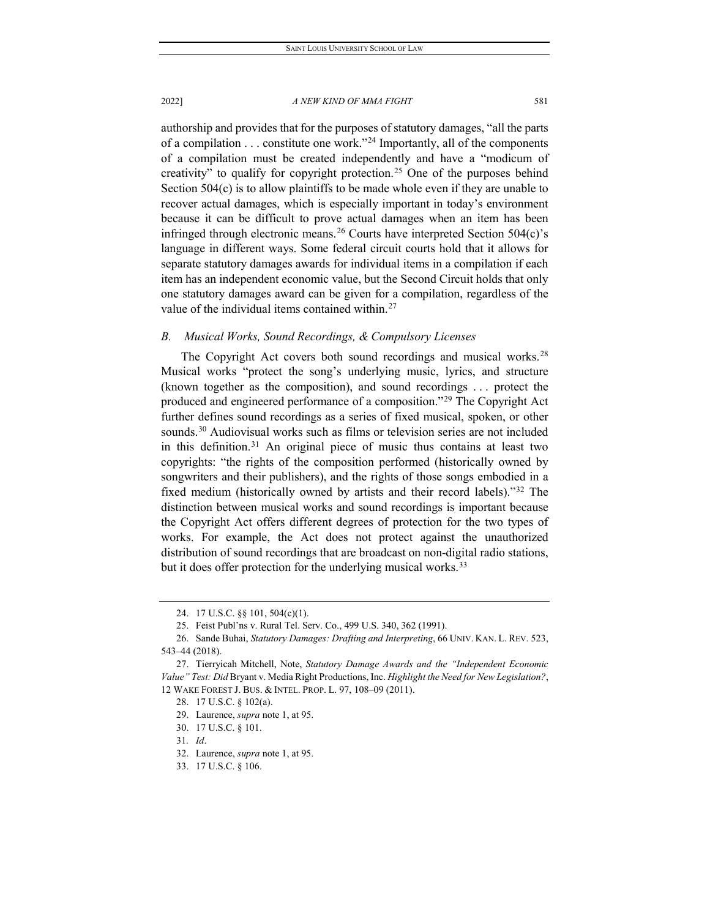authorship and provides that for the purposes of statutory damages, "all the parts of a compilation . . . constitute one work."[24] Importantly, all of the components of a compilation must be created independently and have a "modicum of creativity" to qualify for copyright protection.[25] One of the purposes behind Section 504(c) is to allow plaintiffs to be made whole even if they are unable to recover actual damages, which is especially important in today's environment because it can be difficult to prove actual damages when an item has been infringed through electronic means.[26] Courts have interpreted Section 504(c)'s language in different ways. Some federal circuit courts hold that it allows for separate statutory damages awards for individual items in a compilation if each item has an independent economic value, but the Second Circuit holds that only one statutory damages award can be given for a compilation, regardless of the value of the individual items contained within.[27]

### *B. Musical Works, Sound Recordings, & Compulsory Licenses*

The Copyright Act covers both sound recordings and musical works.[28] Musical works "protect the song's underlying music, lyrics, and structure (known together as the composition), and sound recordings . . . protect the produced and engineered performance of a composition."[29] The Copyright Act further defines sound recordings as a series of fixed musical, spoken, or other sounds.[30] Audiovisual works such as films or television series are not included in this definition.[31] An original piece of music thus contains at least two copyrights: "the rights of the composition performed (historically owned by songwriters and their publishers), and the rights of those songs embodied in a fixed medium (historically owned by artists and their record labels)."[32] The distinction between musical works and sound recordings is important because the Copyright Act offers different degrees of protection for the two types of works. For example, the Act does not protect against the unauthorized distribution of sound recordings that are broadcast on non-digital radio stations, but it does offer protection for the underlying musical works.[33]

---

24. 17 U.S.C. §§ 101, 504(c)(1).

25. Feist Publ'ns v. Rural Tel. Serv. Co., 499 U.S. 340, 362 (1991).

26. Sande Buhai, *Statutory Damages: Drafting and Interpreting*, 66 UNIV. KAN. L. REV. 523, 543–44 (2018).

27. Tierryicah Mitchell, Note, *Statutory Damage Awards and the "Independent Economic Value" Test: Did* Bryant v. Media Right Productions, Inc. *Highlight the Need for New Legislation?*, 12 WAKE FOREST J. BUS. & INTEL. PROP. L. 97, 108–09 (2011).

28. 17 U.S.C. § 102(a).

29. Laurence, *supra* note 1, at 95.

30. 17 U.S.C. § 101.

31. *Id*.

32. Laurence, *supra* note 1, at 95.

33. 17 U.S.C. § 106.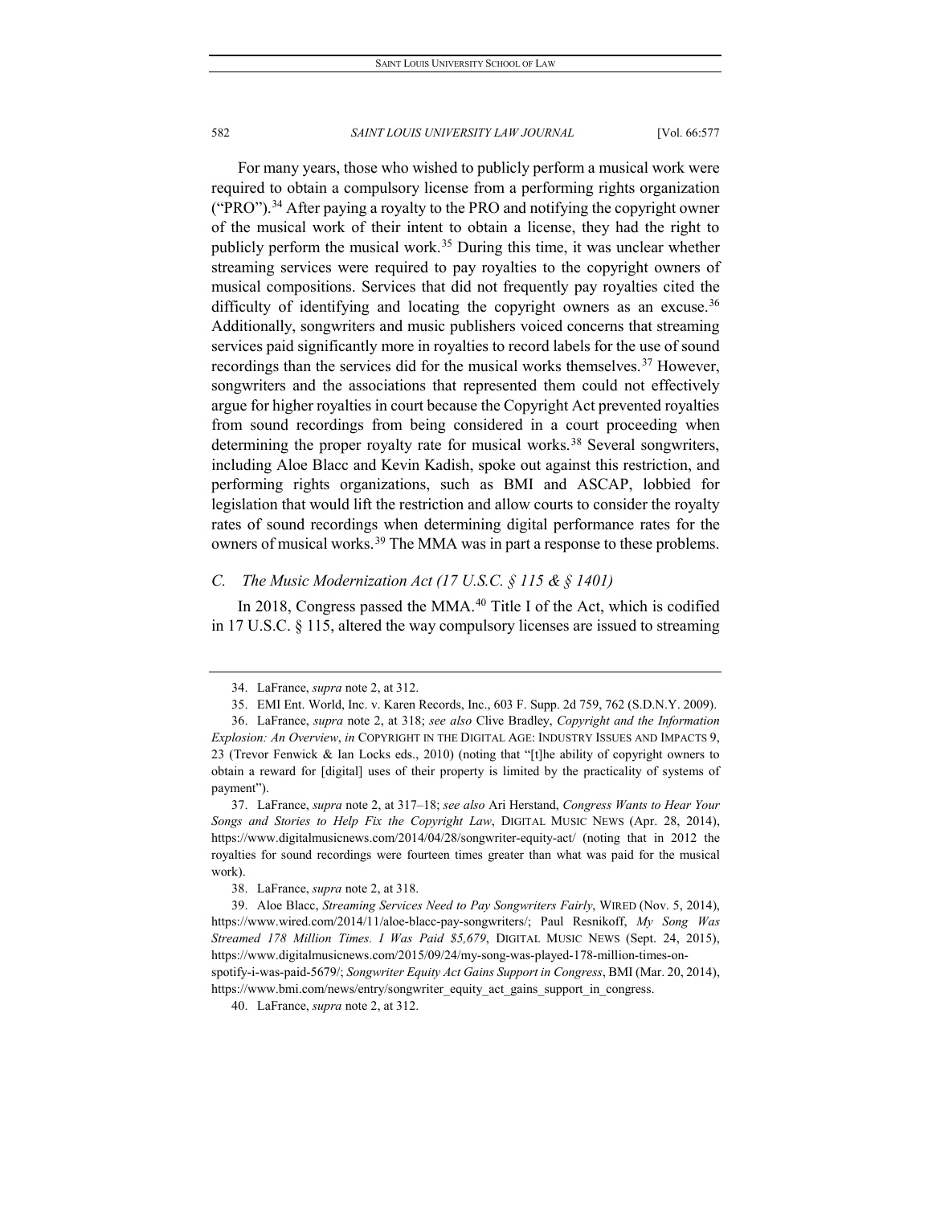For many years, those who wished to publicly perform a musical work were required to obtain a compulsory license from a performing rights organization ("PRO").[34] After paying a royalty to the PRO and notifying the copyright owner of the musical work of their intent to obtain a license, they had the right to publicly perform the musical work.[35] During this time, it was unclear whether streaming services were required to pay royalties to the copyright owners of musical compositions. Services that did not frequently pay royalties cited the difficulty of identifying and locating the copyright owners as an excuse.[36] Additionally, songwriters and music publishers voiced concerns that streaming services paid significantly more in royalties to record labels for the use of sound recordings than the services did for the musical works themselves.[37] However, songwriters and the associations that represented them could not effectively argue for higher royalties in court because the Copyright Act prevented royalties from sound recordings from being considered in a court proceeding when determining the proper royalty rate for musical works.[38] Several songwriters, including Aloe Blacc and Kevin Kadish, spoke out against this restriction, and performing rights organizations, such as BMI and ASCAP, lobbied for legislation that would lift the restriction and allow courts to consider the royalty rates of sound recordings when determining digital performance rates for the owners of musical works.[39] The MMA was in part a response to these problems.

### *C. The Music Modernization Act (17 U.S.C. § 115 & § 1401)*

In 2018, Congress passed the MMA.[40] Title I of the Act, which is codified in 17 U.S.C. § 115, altered the way compulsory licenses are issued to streaming

---

34. LaFrance, *supra* note 2, at 312.

35. EMI Ent. World, Inc. v. Karen Records, Inc., 603 F. Supp. 2d 759, 762 (S.D.N.Y. 2009).

36. LaFrance, *supra* note 2, at 318; *see also* Clive Bradley, *Copyright and the Information Explosion: An Overview*, *in* COPYRIGHT IN THE DIGITAL AGE: INDUSTRY ISSUES AND IMPACTS 9, 23 (Trevor Fenwick & Ian Locks eds., 2010) (noting that "[t]he ability of copyright owners to obtain a reward for [digital] uses of their property is limited by the practicality of systems of payment").

37. LaFrance, *supra* note 2, at 317–18; *see also* Ari Herstand, *Congress Wants to Hear Your Songs and Stories to Help Fix the Copyright Law*, DIGITAL MUSIC NEWS (Apr. 28, 2014), https://www.digitalmusicnews.com/2014/04/28/songwriter-equity-act/ (noting that in 2012 the royalties for sound recordings were fourteen times greater than what was paid for the musical work).

38. LaFrance, *supra* note 2, at 318.

39. Aloe Blacc, *Streaming Services Need to Pay Songwriters Fairly*, WIRED (Nov. 5, 2014), https://www.wired.com/2014/11/aloe-blacc-pay-songwriters/; Paul Resnikoff, *My Song Was Streamed 178 Million Times. I Was Paid $5,679*, DIGITAL MUSIC NEWS (Sept. 24, 2015), https://www.digitalmusicnews.com/2015/09/24/my-song-was-played-178-million-times-on-spotify-i-was-paid-5679/; *Songwriter Equity Act Gains Support in Congress*, BMI (Mar. 20, 2014), https://www.bmi.com/news/entry/songwriter_equity_act_gains_support_in_congress.

40. LaFrance, *supra* note 2, at 312.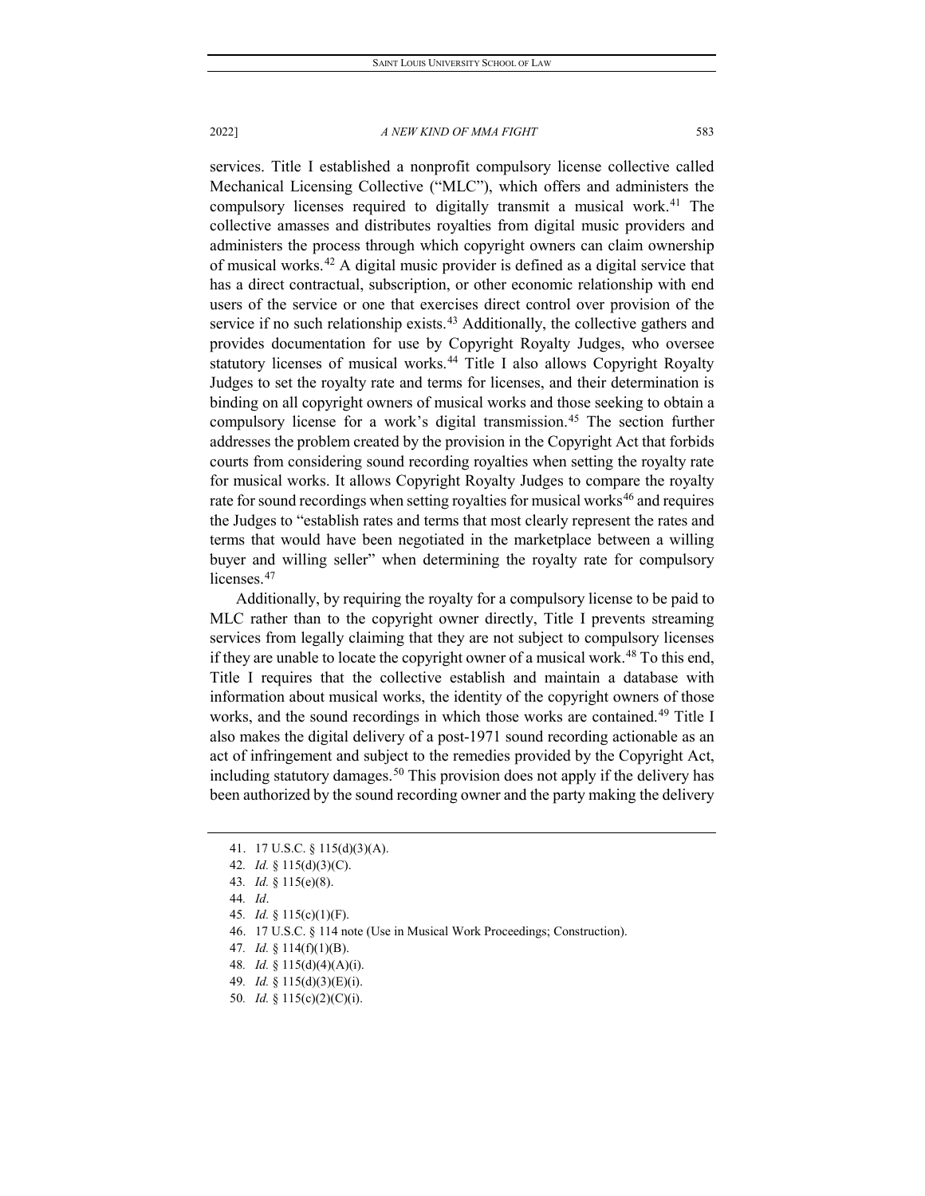services. Title I established a nonprofit compulsory license collective called Mechanical Licensing Collective ("MLC"), which offers and administers the compulsory licenses required to digitally transmit a musical work.[41] The collective amasses and distributes royalties from digital music providers and administers the process through which copyright owners can claim ownership of musical works.[42] A digital music provider is defined as a digital service that has a direct contractual, subscription, or other economic relationship with end users of the service or one that exercises direct control over provision of the service if no such relationship exists.[43] Additionally, the collective gathers and provides documentation for use by Copyright Royalty Judges, who oversee statutory licenses of musical works.[44] Title I also allows Copyright Royalty Judges to set the royalty rate and terms for licenses, and their determination is binding on all copyright owners of musical works and those seeking to obtain a compulsory license for a work's digital transmission.[45] The section further addresses the problem created by the provision in the Copyright Act that forbids courts from considering sound recording royalties when setting the royalty rate for musical works. It allows Copyright Royalty Judges to compare the royalty rate for sound recordings when setting royalties for musical works[46] and requires the Judges to "establish rates and terms that most clearly represent the rates and terms that would have been negotiated in the marketplace between a willing buyer and willing seller" when determining the royalty rate for compulsory licenses.[47]

Additionally, by requiring the royalty for a compulsory license to be paid to MLC rather than to the copyright owner directly, Title I prevents streaming services from legally claiming that they are not subject to compulsory licenses if they are unable to locate the copyright owner of a musical work.[48] To this end, Title I requires that the collective establish and maintain a database with information about musical works, the identity of the copyright owners of those works, and the sound recordings in which those works are contained.[49] Title I also makes the digital delivery of a post-1971 sound recording actionable as an act of infringement and subject to the remedies provided by the Copyright Act, including statutory damages.[50] This provision does not apply if the delivery has been authorized by the sound recording owner and the party making the delivery

41. 17 U.S.C. § 115(d)(3)(A).
42. *Id.* § 115(d)(3)(C).
43. *Id.* § 115(e)(8).
44. *Id*.
45. *Id.* § 115(c)(1)(F).
46. 17 U.S.C. § 114 note (Use in Musical Work Proceedings; Construction).
47. *Id.* § 114(f)(1)(B).
48. *Id.* § 115(d)(4)(A)(i).
49. *Id.* § 115(d)(3)(E)(i).
50. *Id.* § 115(c)(2)(C)(i).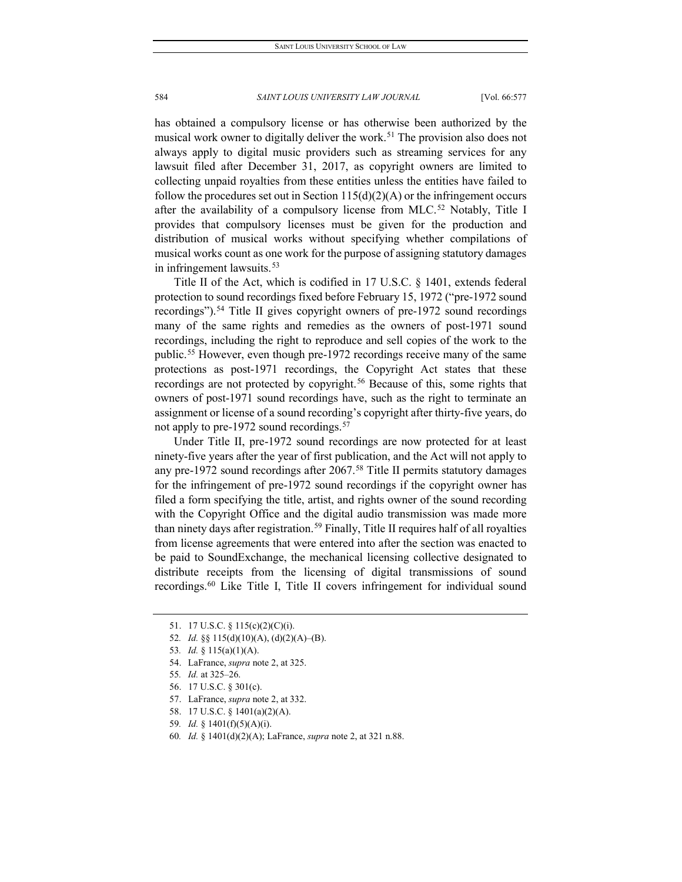has obtained a compulsory license or has otherwise been authorized by the musical work owner to digitally deliver the work.[51] The provision also does not always apply to digital music providers such as streaming services for any lawsuit filed after December 31, 2017, as copyright owners are limited to collecting unpaid royalties from these entities unless the entities have failed to follow the procedures set out in Section 115(d)(2)(A) or the infringement occurs after the availability of a compulsory license from MLC.[52] Notably, Title I provides that compulsory licenses must be given for the production and distribution of musical works without specifying whether compilations of musical works count as one work for the purpose of assigning statutory damages in infringement lawsuits.[53]

Title II of the Act, which is codified in 17 U.S.C. § 1401, extends federal protection to sound recordings fixed before February 15, 1972 ("pre-1972 sound recordings").[54] Title II gives copyright owners of pre-1972 sound recordings many of the same rights and remedies as the owners of post-1971 sound recordings, including the right to reproduce and sell copies of the work to the public.[55] However, even though pre-1972 recordings receive many of the same protections as post-1971 recordings, the Copyright Act states that these recordings are not protected by copyright.[56] Because of this, some rights that owners of post-1971 sound recordings have, such as the right to terminate an assignment or license of a sound recording's copyright after thirty-five years, do not apply to pre-1972 sound recordings.[57]

Under Title II, pre-1972 sound recordings are now protected for at least ninety-five years after the year of first publication, and the Act will not apply to any pre-1972 sound recordings after 2067.[58] Title II permits statutory damages for the infringement of pre-1972 sound recordings if the copyright owner has filed a form specifying the title, artist, and rights owner of the sound recording with the Copyright Office and the digital audio transmission was made more than ninety days after registration.[59] Finally, Title II requires half of all royalties from license agreements that were entered into after the section was enacted to be paid to SoundExchange, the mechanical licensing collective designated to distribute receipts from the licensing of digital transmissions of sound recordings.[60] Like Title I, Title II covers infringement for individual sound

---

51. 17 U.S.C. § 115(c)(2)(C)(i).
52. *Id.* §§ 115(d)(10)(A), (d)(2)(A)–(B).
53. *Id.* § 115(a)(1)(A).
54. LaFrance, *supra* note 2, at 325.
55. *Id.* at 325–26.
56. 17 U.S.C. § 301(c).
57. LaFrance, *supra* note 2, at 332.
58. 17 U.S.C. § 1401(a)(2)(A).
59. *Id.* § 1401(f)(5)(A)(i).
60. *Id.* § 1401(d)(2)(A); LaFrance, *supra* note 2, at 321 n.88.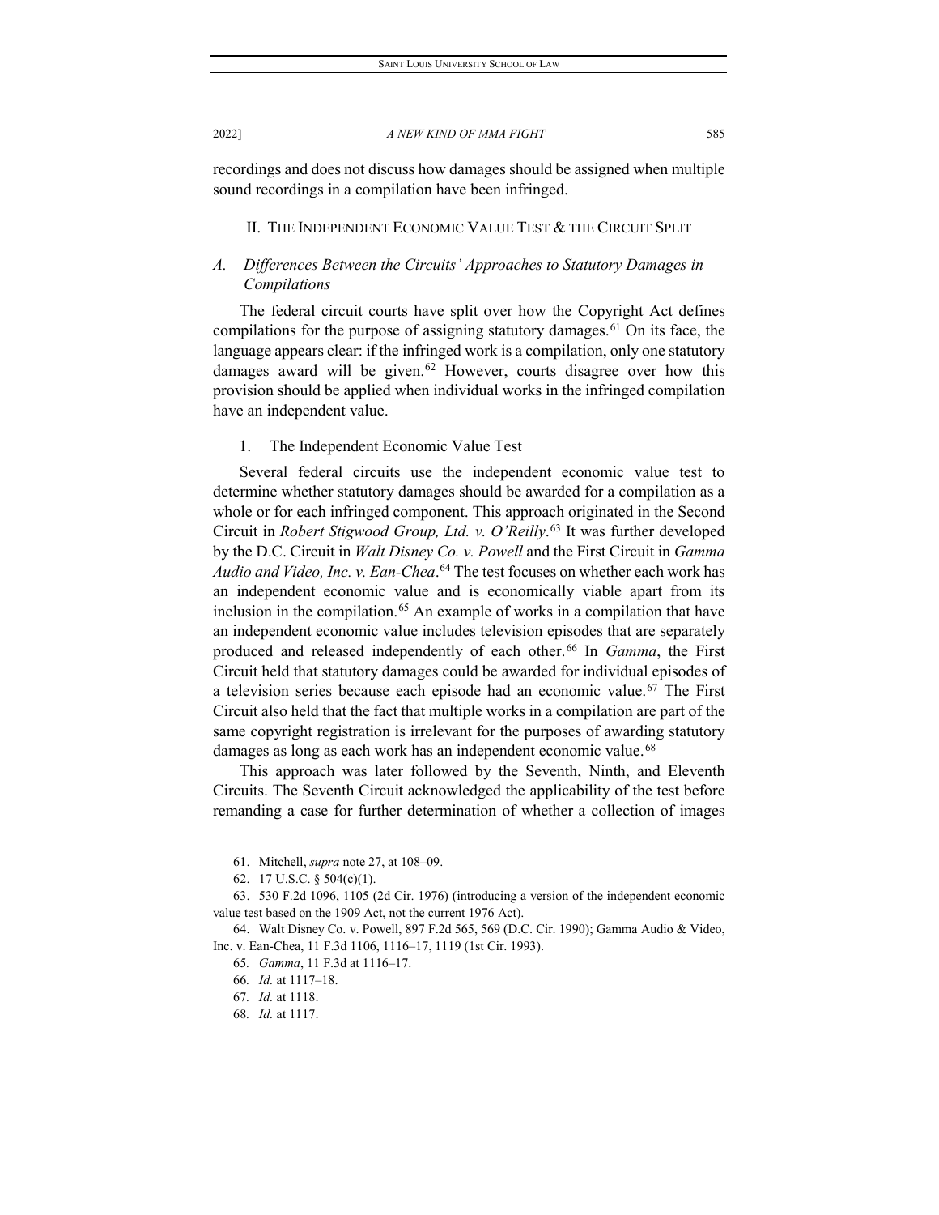recordings and does not discuss how damages should be assigned when multiple sound recordings in a compilation have been infringed.

## II. The Independent Economic Value Test & the Circuit Split

### *A. Differences Between the Circuits' Approaches to Statutory Damages in Compilations*

The federal circuit courts have split over how the Copyright Act defines compilations for the purpose of assigning statutory damages.[61] On its face, the language appears clear: if the infringed work is a compilation, only one statutory damages award will be given.[62] However, courts disagree over how this provision should be applied when individual works in the infringed compilation have an independent value.

#### 1. The Independent Economic Value Test

Several federal circuits use the independent economic value test to determine whether statutory damages should be awarded for a compilation as a whole or for each infringed component. This approach originated in the Second Circuit in *Robert Stigwood Group, Ltd. v. O'Reilly*.[63] It was further developed by the D.C. Circuit in *Walt Disney Co. v. Powell* and the First Circuit in *Gamma Audio and Video, Inc. v. Ean-Chea*.[64] The test focuses on whether each work has an independent economic value and is economically viable apart from its inclusion in the compilation.[65] An example of works in a compilation that have an independent economic value includes television episodes that are separately produced and released independently of each other.[66] In *Gamma*, the First Circuit held that statutory damages could be awarded for individual episodes of a television series because each episode had an economic value.[67] The First Circuit also held that the fact that multiple works in a compilation are part of the same copyright registration is irrelevant for the purposes of awarding statutory damages as long as each work has an independent economic value.[68]

This approach was later followed by the Seventh, Ninth, and Eleventh Circuits. The Seventh Circuit acknowledged the applicability of the test before remanding a case for further determination of whether a collection of images

---

61. Mitchell, *supra* note 27, at 108–09.

62. 17 U.S.C. § 504(c)(1).

63. 530 F.2d 1096, 1105 (2d Cir. 1976) (introducing a version of the independent economic value test based on the 1909 Act, not the current 1976 Act).

64. Walt Disney Co. v. Powell, 897 F.2d 565, 569 (D.C. Cir. 1990); Gamma Audio & Video, Inc. v. Ean-Chea, 11 F.3d 1106, 1116–17, 1119 (1st Cir. 1993).

65. *Gamma*, 11 F.3d at 1116–17.

66. *Id.* at 1117–18.

67. *Id.* at 1118.

68. *Id.* at 1117.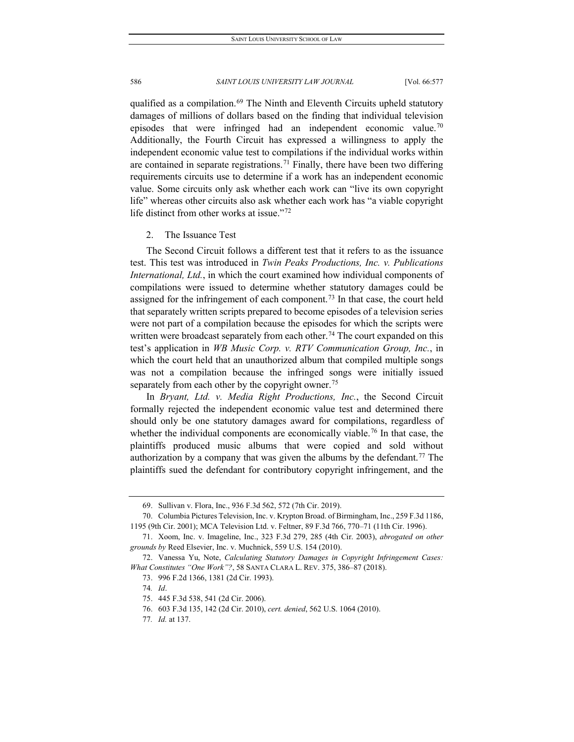qualified as a compilation.[69] The Ninth and Eleventh Circuits upheld statutory damages of millions of dollars based on the finding that individual television episodes that were infringed had an independent economic value.[70] Additionally, the Fourth Circuit has expressed a willingness to apply the independent economic value test to compilations if the individual works within are contained in separate registrations.[71] Finally, there have been two differing requirements circuits use to determine if a work has an independent economic value. Some circuits only ask whether each work can "live its own copyright life" whereas other circuits also ask whether each work has "a viable copyright life distinct from other works at issue."[72]

### 2. The Issuance Test

The Second Circuit follows a different test that it refers to as the issuance test. This test was introduced in *Twin Peaks Productions, Inc. v. Publications International, Ltd.*, in which the court examined how individual components of compilations were issued to determine whether statutory damages could be assigned for the infringement of each component.[73] In that case, the court held that separately written scripts prepared to become episodes of a television series were not part of a compilation because the episodes for which the scripts were written were broadcast separately from each other.[74] The court expanded on this test's application in *WB Music Corp. v. RTV Communication Group, Inc.*, in which the court held that an unauthorized album that compiled multiple songs was not a compilation because the infringed songs were initially issued separately from each other by the copyright owner.[75]

In *Bryant, Ltd. v. Media Right Productions, Inc.*, the Second Circuit formally rejected the independent economic value test and determined there should only be one statutory damages award for compilations, regardless of whether the individual components are economically viable.[76] In that case, the plaintiffs produced music albums that were copied and sold without authorization by a company that was given the albums by the defendant.[77] The plaintiffs sued the defendant for contributory copyright infringement, and the

---

69. Sullivan v. Flora, Inc., 936 F.3d 562, 572 (7th Cir. 2019).

70. Columbia Pictures Television, Inc. v. Krypton Broad. of Birmingham, Inc., 259 F.3d 1186, 1195 (9th Cir. 2001); MCA Television Ltd. v. Feltner, 89 F.3d 766, 770–71 (11th Cir. 1996).

71. Xoom, Inc. v. Imageline, Inc., 323 F.3d 279, 285 (4th Cir. 2003), *abrogated on other grounds by* Reed Elsevier, Inc. v. Muchnick, 559 U.S. 154 (2010).

72. Vanessa Yu, Note, *Calculating Statutory Damages in Copyright Infringement Cases: What Constitutes "One Work"?*, 58 SANTA CLARA L. REV. 375, 386–87 (2018).

73. 996 F.2d 1366, 1381 (2d Cir. 1993).

74. *Id*.

75. 445 F.3d 538, 541 (2d Cir. 2006).

76. 603 F.3d 135, 142 (2d Cir. 2010), *cert. denied*, 562 U.S. 1064 (2010).

77. *Id.* at 137.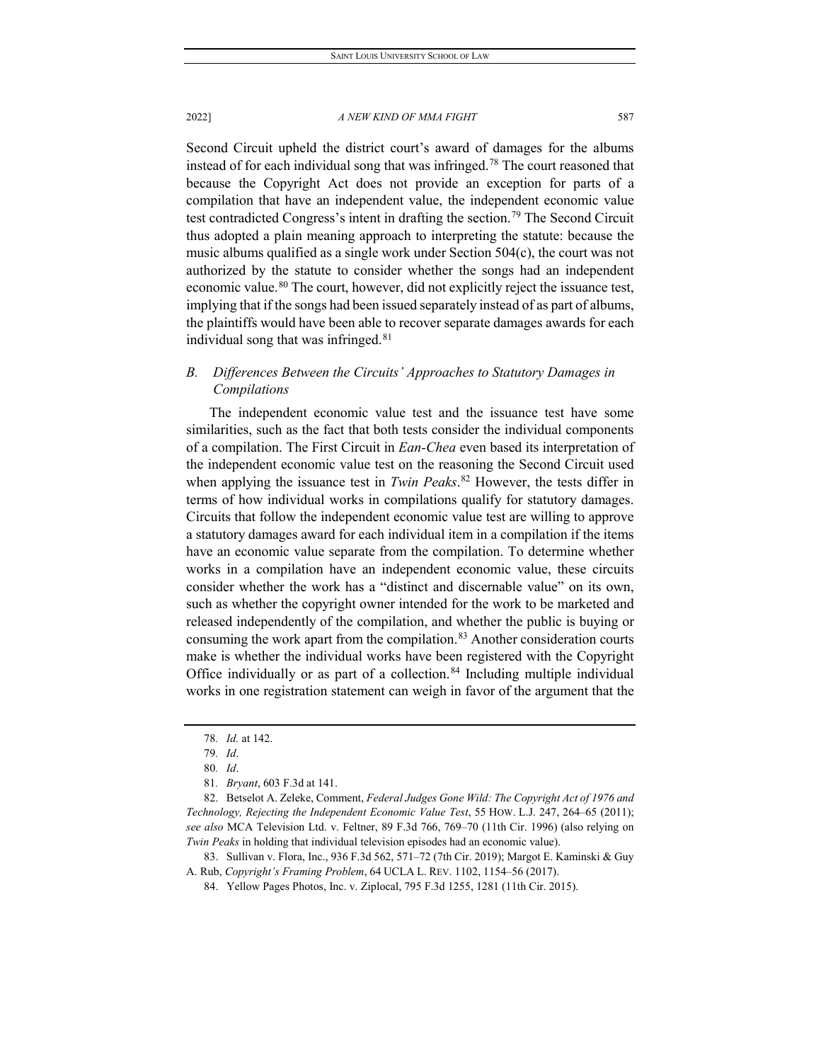Second Circuit upheld the district court's award of damages for the albums instead of for each individual song that was infringed.[78] The court reasoned that because the Copyright Act does not provide an exception for parts of a compilation that have an independent value, the independent economic value test contradicted Congress's intent in drafting the section.[79] The Second Circuit thus adopted a plain meaning approach to interpreting the statute: because the music albums qualified as a single work under Section 504(c), the court was not authorized by the statute to consider whether the songs had an independent economic value.[80] The court, however, did not explicitly reject the issuance test, implying that if the songs had been issued separately instead of as part of albums, the plaintiffs would have been able to recover separate damages awards for each individual song that was infringed.[81]

### *B. Differences Between the Circuits' Approaches to Statutory Damages in Compilations*

The independent economic value test and the issuance test have some similarities, such as the fact that both tests consider the individual components of a compilation. The First Circuit in *Ean-Chea* even based its interpretation of the independent economic value test on the reasoning the Second Circuit used when applying the issuance test in *Twin Peaks*.[82] However, the tests differ in terms of how individual works in compilations qualify for statutory damages. Circuits that follow the independent economic value test are willing to approve a statutory damages award for each individual item in a compilation if the items have an economic value separate from the compilation. To determine whether works in a compilation have an independent economic value, these circuits consider whether the work has a "distinct and discernable value" on its own, such as whether the copyright owner intended for the work to be marketed and released independently of the compilation, and whether the public is buying or consuming the work apart from the compilation.[83] Another consideration courts make is whether the individual works have been registered with the Copyright Office individually or as part of a collection.[84] Including multiple individual works in one registration statement can weigh in favor of the argument that the

---

78. *Id.* at 142.

79. *Id*.

80. *Id*.

81. *Bryant*, 603 F.3d at 141.

82. Betselot A. Zeleke, Comment, *Federal Judges Gone Wild: The Copyright Act of 1976 and Technology, Rejecting the Independent Economic Value Test*, 55 HOW. L.J. 247, 264–65 (2011); *see also* MCA Television Ltd. v. Feltner, 89 F.3d 766, 769–70 (11th Cir. 1996) (also relying on *Twin Peaks* in holding that individual television episodes had an economic value).

83. Sullivan v. Flora, Inc., 936 F.3d 562, 571–72 (7th Cir. 2019); Margot E. Kaminski & Guy A. Rub, *Copyright's Framing Problem*, 64 UCLA L. REV. 1102, 1154–56 (2017).

84. Yellow Pages Photos, Inc. v. Ziplocal, 795 F.3d 1255, 1281 (11th Cir. 2015).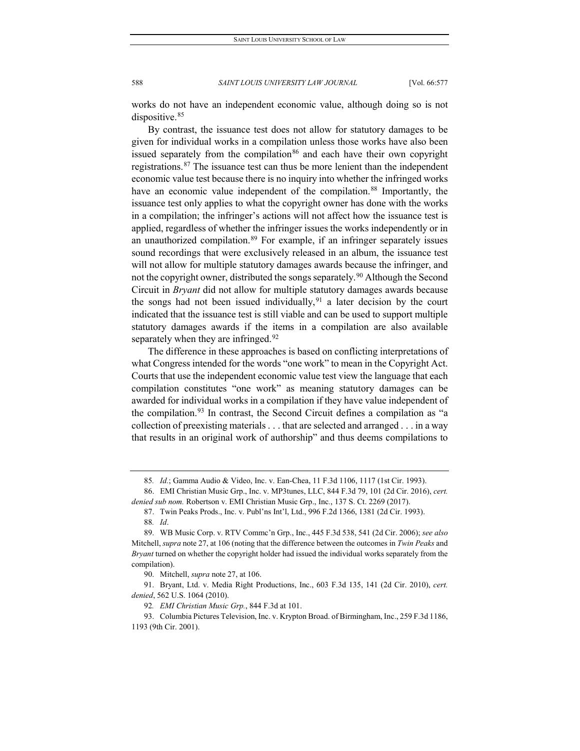works do not have an independent economic value, although doing so is not dispositive.[85]

By contrast, the issuance test does not allow for statutory damages to be given for individual works in a compilation unless those works have also been issued separately from the compilation[86] and each have their own copyright registrations.[87] The issuance test can thus be more lenient than the independent economic value test because there is no inquiry into whether the infringed works have an economic value independent of the compilation.[88] Importantly, the issuance test only applies to what the copyright owner has done with the works in a compilation; the infringer's actions will not affect how the issuance test is applied, regardless of whether the infringer issues the works independently or in an unauthorized compilation.[89] For example, if an infringer separately issues sound recordings that were exclusively released in an album, the issuance test will not allow for multiple statutory damages awards because the infringer, and not the copyright owner, distributed the songs separately.[90] Although the Second Circuit in *Bryant* did not allow for multiple statutory damages awards because the songs had not been issued individually,[91] a later decision by the court indicated that the issuance test is still viable and can be used to support multiple statutory damages awards if the items in a compilation are also available separately when they are infringed.[92]

The difference in these approaches is based on conflicting interpretations of what Congress intended for the words "one work" to mean in the Copyright Act. Courts that use the independent economic value test view the language that each compilation constitutes "one work" as meaning statutory damages can be awarded for individual works in a compilation if they have value independent of the compilation.[93] In contrast, the Second Circuit defines a compilation as "a collection of preexisting materials . . . that are selected and arranged . . . in a way that results in an original work of authorship" and thus deems compilations to

---

85. *Id.*; Gamma Audio & Video, Inc. v. Ean-Chea, 11 F.3d 1106, 1117 (1st Cir. 1993).

86. EMI Christian Music Grp., Inc. v. MP3tunes, LLC, 844 F.3d 79, 101 (2d Cir. 2016), *cert. denied sub nom.* Robertson v. EMI Christian Music Grp., Inc., 137 S. Ct. 2269 (2017).

87. Twin Peaks Prods., Inc. v. Publ'ns Int'l, Ltd., 996 F.2d 1366, 1381 (2d Cir. 1993).

88. *Id*.

89. WB Music Corp. v. RTV Commc'n Grp., Inc., 445 F.3d 538, 541 (2d Cir. 2006); *see also* Mitchell, *supra* note 27, at 106 (noting that the difference between the outcomes in *Twin Peaks* and *Bryant* turned on whether the copyright holder had issued the individual works separately from the compilation).

90. Mitchell, *supra* note 27, at 106.

91. Bryant, Ltd. v. Media Right Productions, Inc., 603 F.3d 135, 141 (2d Cir. 2010), *cert. denied*, 562 U.S. 1064 (2010).

92. *EMI Christian Music Grp.*, 844 F.3d at 101.

93. Columbia Pictures Television, Inc. v. Krypton Broad. of Birmingham, Inc., 259 F.3d 1186, 1193 (9th Cir. 2001).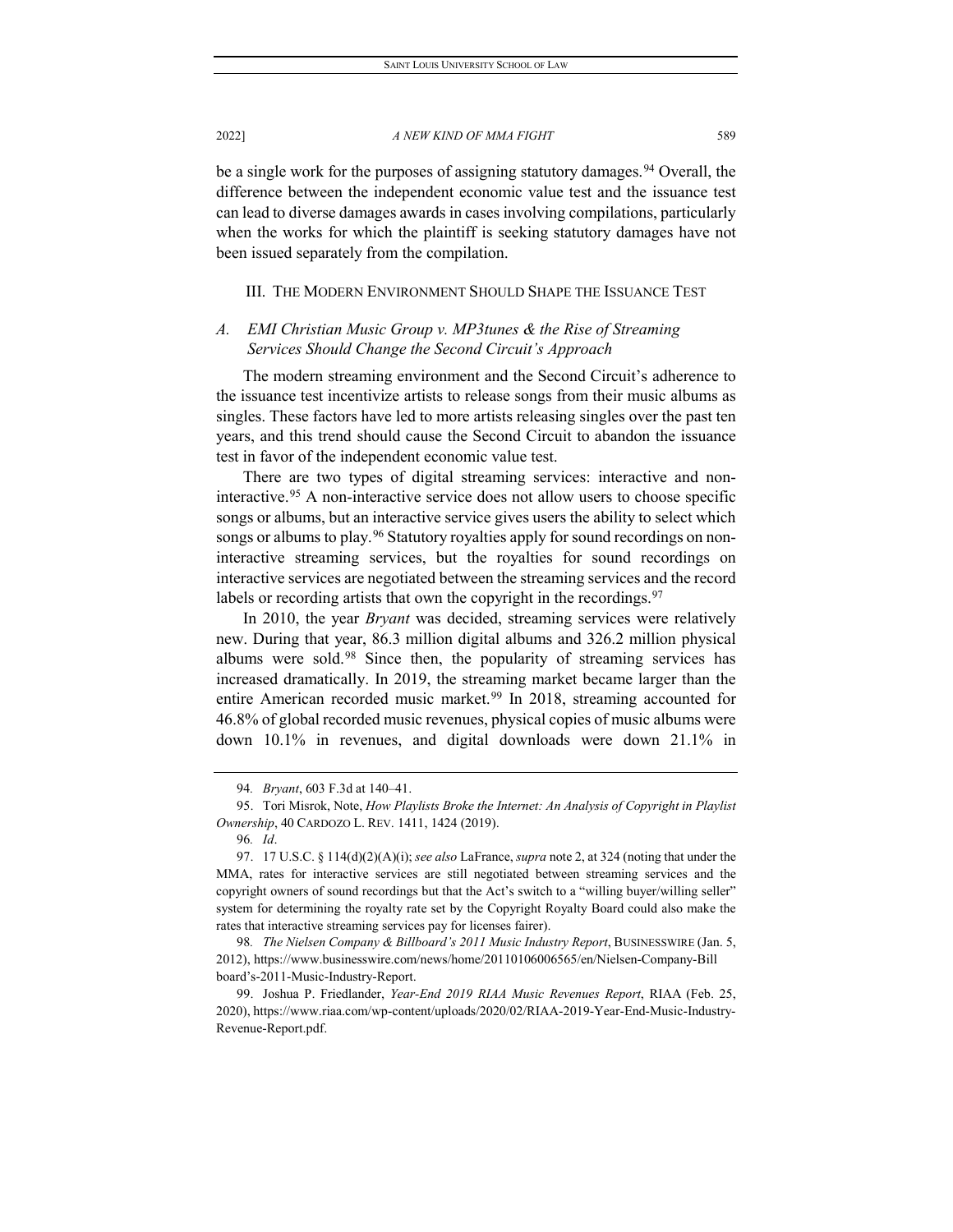be a single work for the purposes of assigning statutory damages.[94] Overall, the difference between the independent economic value test and the issuance test can lead to diverse damages awards in cases involving compilations, particularly when the works for which the plaintiff is seeking statutory damages have not been issued separately from the compilation.

## III. The Modern Environment Should Shape the Issuance Test

### *A. EMI Christian Music Group v. MP3tunes & the Rise of Streaming Services Should Change the Second Circuit's Approach*

The modern streaming environment and the Second Circuit's adherence to the issuance test incentivize artists to release songs from their music albums as singles. These factors have led to more artists releasing singles over the past ten years, and this trend should cause the Second Circuit to abandon the issuance test in favor of the independent economic value test.

There are two types of digital streaming services: interactive and non-interactive.[95] A non-interactive service does not allow users to choose specific songs or albums, but an interactive service gives users the ability to select which songs or albums to play.[96] Statutory royalties apply for sound recordings on non-interactive streaming services, but the royalties for sound recordings on interactive services are negotiated between the streaming services and the record labels or recording artists that own the copyright in the recordings.[97]

In 2010, the year *Bryant* was decided, streaming services were relatively new. During that year, 86.3 million digital albums and 326.2 million physical albums were sold.[98] Since then, the popularity of streaming services has increased dramatically. In 2019, the streaming market became larger than the entire American recorded music market.[99] In 2018, streaming accounted for 46.8% of global recorded music revenues, physical copies of music albums were down 10.1% in revenues, and digital downloads were down 21.1% in

---

94. *Bryant*, 603 F.3d at 140–41.

95. Tori Misrok, Note, *How Playlists Broke the Internet: An Analysis of Copyright in Playlist Ownership*, 40 CARDOZO L. REV. 1411, 1424 (2019).

96. *Id*.

97. 17 U.S.C. § 114(d)(2)(A)(i); *see also* LaFrance, *supra* note 2, at 324 (noting that under the MMA, rates for interactive services are still negotiated between streaming services and the copyright owners of sound recordings but that the Act's switch to a "willing buyer/willing seller" system for determining the royalty rate set by the Copyright Royalty Board could also make the rates that interactive streaming services pay for licenses fairer).

98. *The Nielsen Company & Billboard's 2011 Music Industry Report*, BUSINESSWIRE (Jan. 5, 2012), https://www.businesswire.com/news/home/20110106006565/en/Nielsen-Company-Billboard's-2011-Music-Industry-Report.

99. Joshua P. Friedlander, *Year-End 2019 RIAA Music Revenues Report*, RIAA (Feb. 25, 2020), https://www.riaa.com/wp-content/uploads/2020/02/RIAA-2019-Year-End-Music-Industry-Revenue-Report.pdf.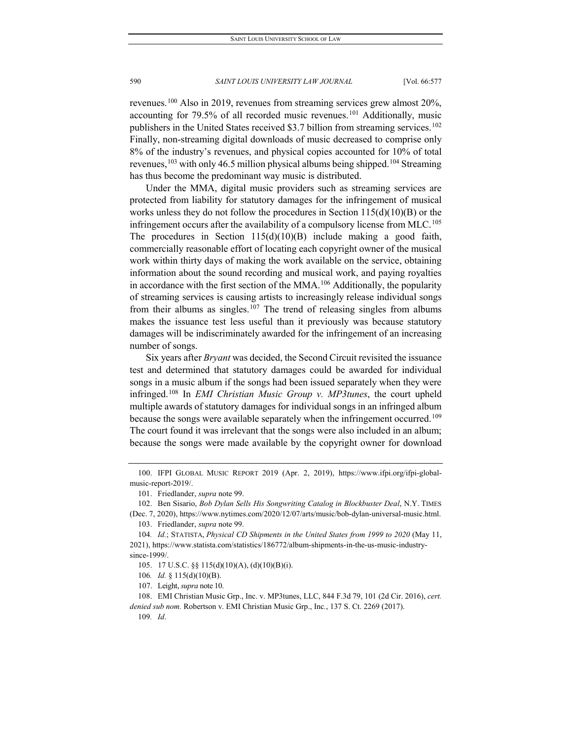revenues.[100] Also in 2019, revenues from streaming services grew almost 20%, accounting for 79.5% of all recorded music revenues.[101] Additionally, music publishers in the United States received $3.7 billion from streaming services.[102] Finally, non-streaming digital downloads of music decreased to comprise only 8% of the industry's revenues, and physical copies accounted for 10% of total revenues,[103] with only 46.5 million physical albums being shipped.[104] Streaming has thus become the predominant way music is distributed.

Under the MMA, digital music providers such as streaming services are protected from liability for statutory damages for the infringement of musical works unless they do not follow the procedures in Section 115(d)(10)(B) or the infringement occurs after the availability of a compulsory license from MLC.[105] The procedures in Section 115(d)(10)(B) include making a good faith, commercially reasonable effort of locating each copyright owner of the musical work within thirty days of making the work available on the service, obtaining information about the sound recording and musical work, and paying royalties in accordance with the first section of the MMA.[106] Additionally, the popularity of streaming services is causing artists to increasingly release individual songs from their albums as singles.[107] The trend of releasing singles from albums makes the issuance test less useful than it previously was because statutory damages will be indiscriminately awarded for the infringement of an increasing number of songs.

Six years after *Bryant* was decided, the Second Circuit revisited the issuance test and determined that statutory damages could be awarded for individual songs in a music album if the songs had been issued separately when they were infringed.[108] In *EMI Christian Music Group v. MP3tunes*, the court upheld multiple awards of statutory damages for individual songs in an infringed album because the songs were available separately when the infringement occurred.[109] The court found it was irrelevant that the songs were also included in an album; because the songs were made available by the copyright owner for download

100. IFPI GLOBAL MUSIC REPORT 2019 (Apr. 2, 2019), https://www.ifpi.org/ifpi-global-music-report-2019/.

101. Friedlander, *supra* note 99.

102. Ben Sisario, *Bob Dylan Sells His Songwriting Catalog in Blockbuster Deal*, N.Y. TIMES (Dec. 7, 2020), https://www.nytimes.com/2020/12/07/arts/music/bob-dylan-universal-music.html.

103. Friedlander, *supra* note 99.

104. *Id.*; STATISTA, *Physical CD Shipments in the United States from 1999 to 2020* (May 11, 2021), https://www.statista.com/statistics/186772/album-shipments-in-the-us-music-industry-since-1999/.

105. 17 U.S.C. §§ 115(d)(10)(A), (d)(10)(B)(i).

106. *Id.* § 115(d)(10)(B).

107. Leight, *supra* note 10.

108. EMI Christian Music Grp., Inc. v. MP3tunes, LLC, 844 F.3d 79, 101 (2d Cir. 2016), *cert. denied sub nom.* Robertson v. EMI Christian Music Grp., Inc., 137 S. Ct. 2269 (2017).

109. *Id*.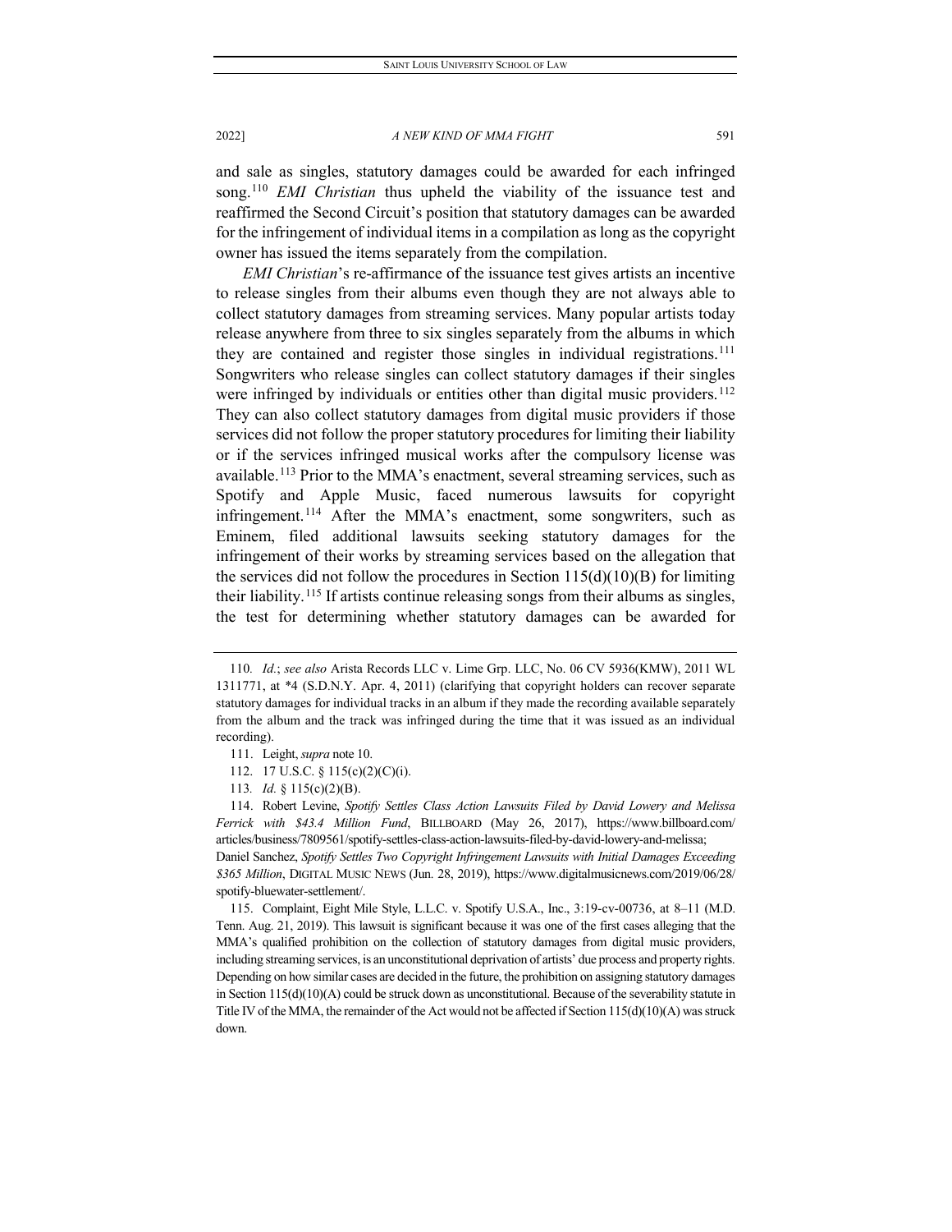and sale as singles, statutory damages could be awarded for each infringed song.[110] *EMI Christian* thus upheld the viability of the issuance test and reaffirmed the Second Circuit's position that statutory damages can be awarded for the infringement of individual items in a compilation as long as the copyright owner has issued the items separately from the compilation.

*EMI Christian*'s re-affirmance of the issuance test gives artists an incentive to release singles from their albums even though they are not always able to collect statutory damages from streaming services. Many popular artists today release anywhere from three to six singles separately from the albums in which they are contained and register those singles in individual registrations.[111] Songwriters who release singles can collect statutory damages if their singles were infringed by individuals or entities other than digital music providers.[112] They can also collect statutory damages from digital music providers if those services did not follow the proper statutory procedures for limiting their liability or if the services infringed musical works after the compulsory license was available.[113] Prior to the MMA's enactment, several streaming services, such as Spotify and Apple Music, faced numerous lawsuits for copyright infringement.[114] After the MMA's enactment, some songwriters, such as Eminem, filed additional lawsuits seeking statutory damages for the infringement of their works by streaming services based on the allegation that the services did not follow the procedures in Section 115(d)(10)(B) for limiting their liability.[115] If artists continue releasing songs from their albums as singles, the test for determining whether statutory damages can be awarded for

---

110. *Id.*; *see also* Arista Records LLC v. Lime Grp. LLC, No. 06 CV 5936(KMW), 2011 WL 1311771, at *4 (S.D.N.Y. Apr. 4, 2011) (clarifying that copyright holders can recover separate statutory damages for individual tracks in an album if they made the recording available separately from the album and the track was infringed during the time that it was issued as an individual recording).

111. Leight, *supra* note 10.

112. 17 U.S.C. § 115(c)(2)(C)(i).

113. *Id.* § 115(c)(2)(B).

114. Robert Levine, *Spotify Settles Class Action Lawsuits Filed by David Lowery and Melissa Ferrick with $43.4 Million Fund*, BILLBOARD (May 26, 2017), https://www.billboard.com/articles/business/7809561/spotify-settles-class-action-lawsuits-filed-by-david-lowery-and-melissa; Daniel Sanchez, *Spotify Settles Two Copyright Infringement Lawsuits with Initial Damages Exceeding $365 Million*, DIGITAL MUSIC NEWS (Jun. 28, 2019), https://www.digitalmusicnews.com/2019/06/28/spotify-bluewater-settlement/.

115. Complaint, Eight Mile Style, L.L.C. v. Spotify U.S.A., Inc., 3:19-cv-00736, at 8–11 (M.D. Tenn. Aug. 21, 2019). This lawsuit is significant because it was one of the first cases alleging that the MMA's qualified prohibition on the collection of statutory damages from digital music providers, including streaming services, is an unconstitutional deprivation of artists' due process and property rights. Depending on how similar cases are decided in the future, the prohibition on assigning statutory damages in Section 115(d)(10)(A) could be struck down as unconstitutional. Because of the severability statute in Title IV of the MMA, the remainder of the Act would not be affected if Section 115(d)(10)(A) was struck down.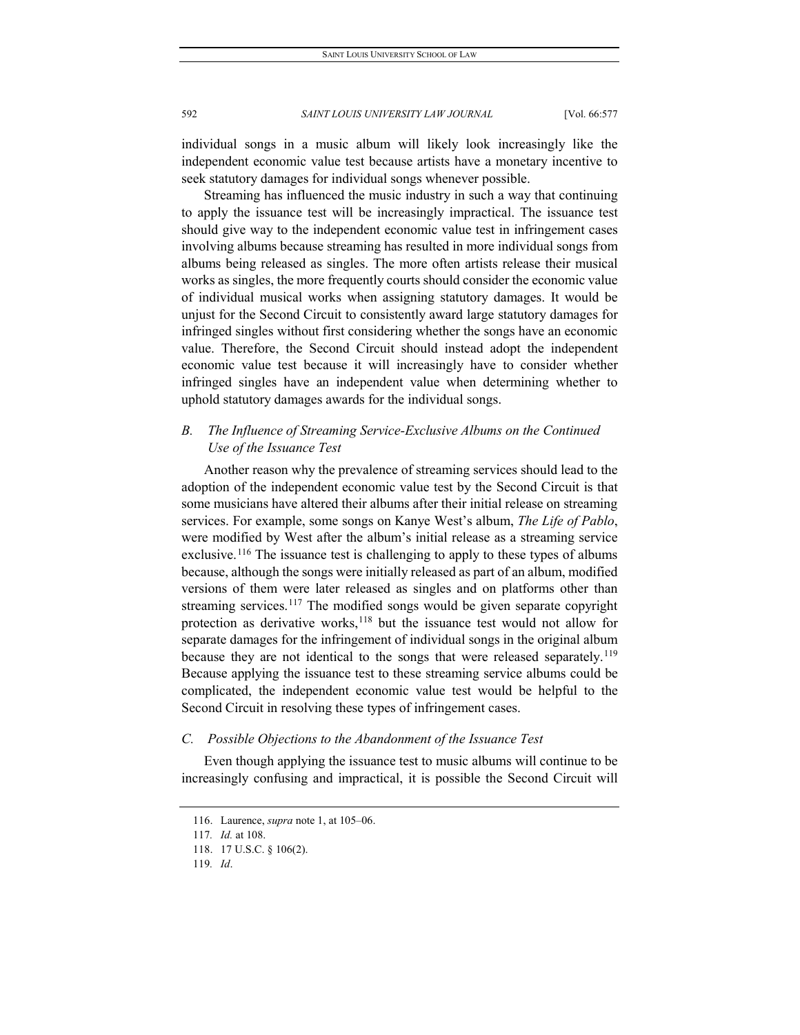individual songs in a music album will likely look increasingly like the independent economic value test because artists have a monetary incentive to seek statutory damages for individual songs whenever possible.

Streaming has influenced the music industry in such a way that continuing to apply the issuance test will be increasingly impractical. The issuance test should give way to the independent economic value test in infringement cases involving albums because streaming has resulted in more individual songs from albums being released as singles. The more often artists release their musical works as singles, the more frequently courts should consider the economic value of individual musical works when assigning statutory damages. It would be unjust for the Second Circuit to consistently award large statutory damages for infringed singles without first considering whether the songs have an economic value. Therefore, the Second Circuit should instead adopt the independent economic value test because it will increasingly have to consider whether infringed singles have an independent value when determining whether to uphold statutory damages awards for the individual songs.

### *B. The Influence of Streaming Service-Exclusive Albums on the Continued Use of the Issuance Test*

Another reason why the prevalence of streaming services should lead to the adoption of the independent economic value test by the Second Circuit is that some musicians have altered their albums after their initial release on streaming services. For example, some songs on Kanye West's album, *The Life of Pablo*, were modified by West after the album's initial release as a streaming service exclusive.[116] The issuance test is challenging to apply to these types of albums because, although the songs were initially released as part of an album, modified versions of them were later released as singles and on platforms other than streaming services.[117] The modified songs would be given separate copyright protection as derivative works,[118] but the issuance test would not allow for separate damages for the infringement of individual songs in the original album because they are not identical to the songs that were released separately.[119] Because applying the issuance test to these streaming service albums could be complicated, the independent economic value test would be helpful to the Second Circuit in resolving these types of infringement cases.

### *C. Possible Objections to the Abandonment of the Issuance Test*

Even though applying the issuance test to music albums will continue to be increasingly confusing and impractical, it is possible the Second Circuit will

---

116. Laurence, *supra* note 1, at 105–06.

117. *Id.* at 108.

118. 17 U.S.C. § 106(2).

119. *Id*.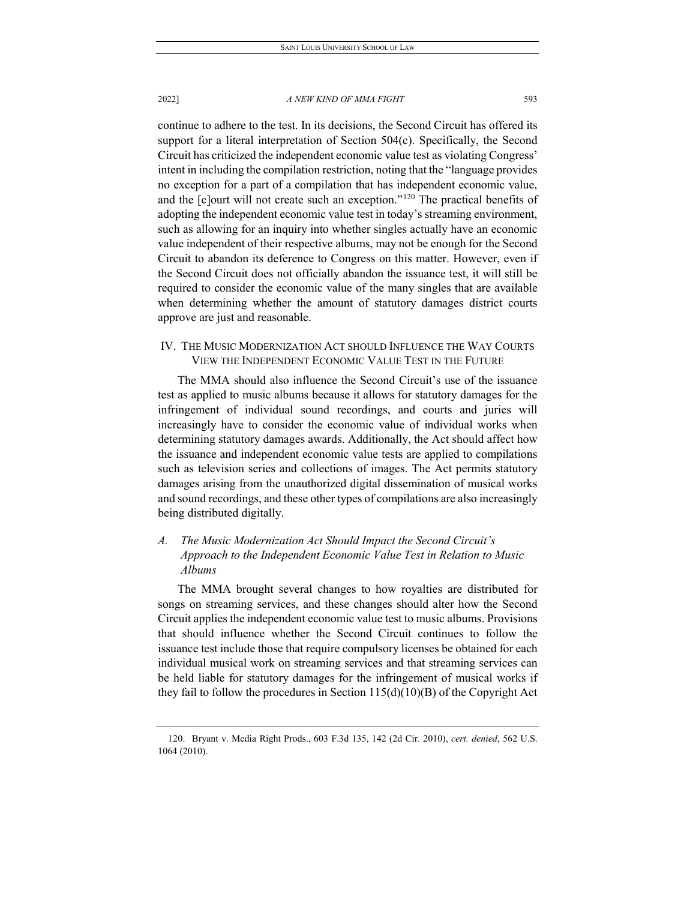continue to adhere to the test. In its decisions, the Second Circuit has offered its support for a literal interpretation of Section 504(c). Specifically, the Second Circuit has criticized the independent economic value test as violating Congress' intent in including the compilation restriction, noting that the "language provides no exception for a part of a compilation that has independent economic value, and the [c]ourt will not create such an exception."[120] The practical benefits of adopting the independent economic value test in today's streaming environment, such as allowing for an inquiry into whether singles actually have an economic value independent of their respective albums, may not be enough for the Second Circuit to abandon its deference to Congress on this matter. However, even if the Second Circuit does not officially abandon the issuance test, it will still be required to consider the economic value of the many singles that are available when determining whether the amount of statutory damages district courts approve are just and reasonable.

## IV. The Music Modernization Act should Influence the Way Courts View the Independent Economic Value Test in the Future

The MMA should also influence the Second Circuit's use of the issuance test as applied to music albums because it allows for statutory damages for the infringement of individual sound recordings, and courts and juries will increasingly have to consider the economic value of individual works when determining statutory damages awards. Additionally, the Act should affect how the issuance and independent economic value tests are applied to compilations such as television series and collections of images. The Act permits statutory damages arising from the unauthorized digital dissemination of musical works and sound recordings, and these other types of compilations are also increasingly being distributed digitally.

### *A. The Music Modernization Act Should Impact the Second Circuit's Approach to the Independent Economic Value Test in Relation to Music Albums*

The MMA brought several changes to how royalties are distributed for songs on streaming services, and these changes should alter how the Second Circuit applies the independent economic value test to music albums. Provisions that should influence whether the Second Circuit continues to follow the issuance test include those that require compulsory licenses be obtained for each individual musical work on streaming services and that streaming services can be held liable for statutory damages for the infringement of musical works if they fail to follow the procedures in Section 115(d)(10)(B) of the Copyright Act

---

120. Bryant v. Media Right Prods., 603 F.3d 135, 142 (2d Cir. 2010), *cert. denied*, 562 U.S. 1064 (2010).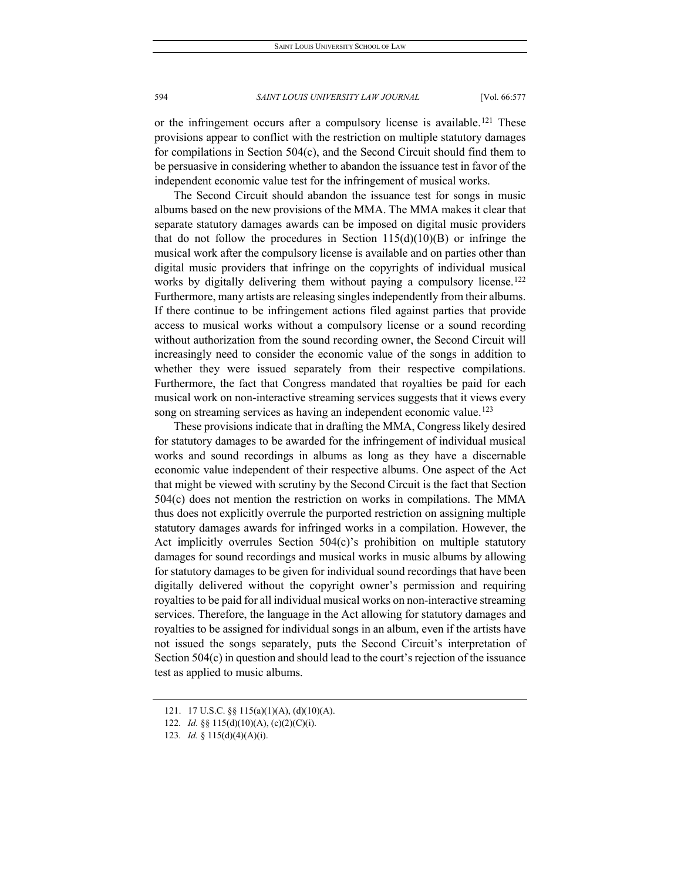or the infringement occurs after a compulsory license is available.[121] These provisions appear to conflict with the restriction on multiple statutory damages for compilations in Section 504(c), and the Second Circuit should find them to be persuasive in considering whether to abandon the issuance test in favor of the independent economic value test for the infringement of musical works.

The Second Circuit should abandon the issuance test for songs in music albums based on the new provisions of the MMA. The MMA makes it clear that separate statutory damages awards can be imposed on digital music providers that do not follow the procedures in Section 115(d)(10)(B) or infringe the musical work after the compulsory license is available and on parties other than digital music providers that infringe on the copyrights of individual musical works by digitally delivering them without paying a compulsory license.[122] Furthermore, many artists are releasing singles independently from their albums. If there continue to be infringement actions filed against parties that provide access to musical works without a compulsory license or a sound recording without authorization from the sound recording owner, the Second Circuit will increasingly need to consider the economic value of the songs in addition to whether they were issued separately from their respective compilations. Furthermore, the fact that Congress mandated that royalties be paid for each musical work on non-interactive streaming services suggests that it views every song on streaming services as having an independent economic value.[123]

These provisions indicate that in drafting the MMA, Congress likely desired for statutory damages to be awarded for the infringement of individual musical works and sound recordings in albums as long as they have a discernable economic value independent of their respective albums. One aspect of the Act that might be viewed with scrutiny by the Second Circuit is the fact that Section 504(c) does not mention the restriction on works in compilations. The MMA thus does not explicitly overrule the purported restriction on assigning multiple statutory damages awards for infringed works in a compilation. However, the Act implicitly overrules Section 504(c)'s prohibition on multiple statutory damages for sound recordings and musical works in music albums by allowing for statutory damages to be given for individual sound recordings that have been digitally delivered without the copyright owner's permission and requiring royalties to be paid for all individual musical works on non-interactive streaming services. Therefore, the language in the Act allowing for statutory damages and royalties to be assigned for individual songs in an album, even if the artists have not issued the songs separately, puts the Second Circuit's interpretation of Section 504(c) in question and should lead to the court's rejection of the issuance test as applied to music albums.

---

121. 17 U.S.C. §§ 115(a)(1)(A), (d)(10)(A).

122. *Id.* §§ 115(d)(10)(A), (c)(2)(C)(i).

123. *Id.* § 115(d)(4)(A)(i).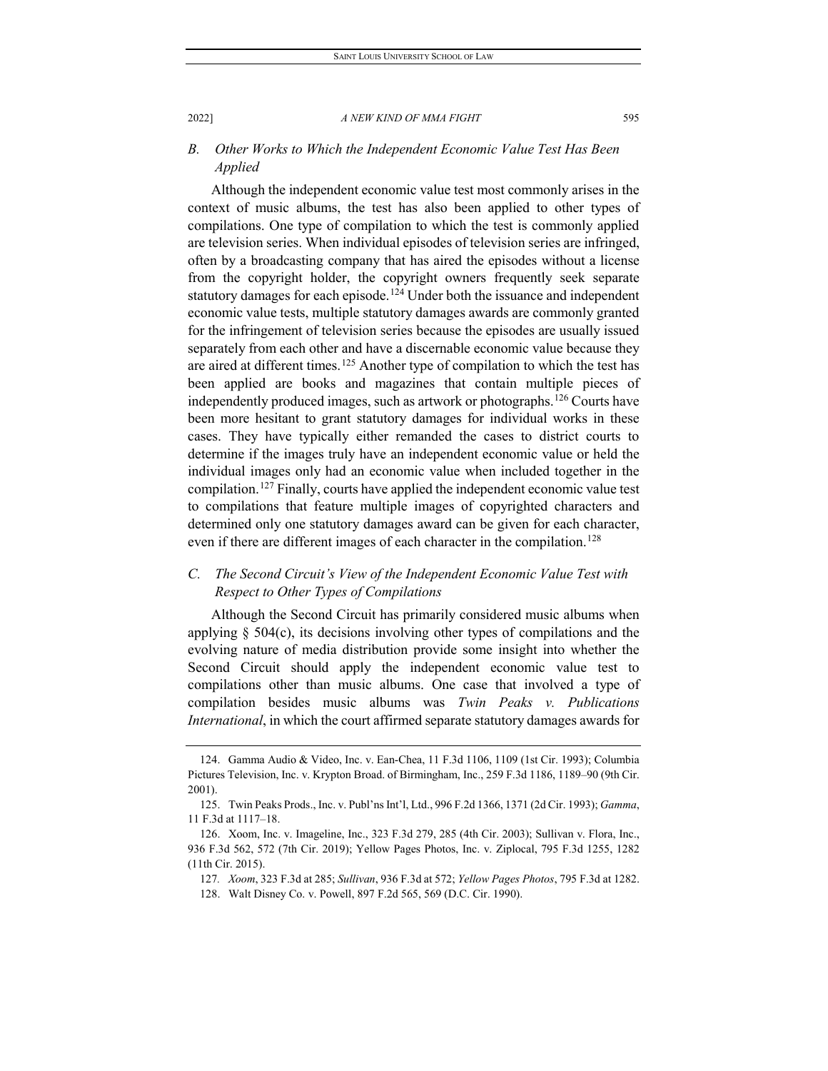### B. Other Works to Which the Independent Economic Value Test Has Been Applied

Although the independent economic value test most commonly arises in the context of music albums, the test has also been applied to other types of compilations. One type of compilation to which the test is commonly applied are television series. When individual episodes of television series are infringed, often by a broadcasting company that has aired the episodes without a license from the copyright holder, the copyright owners frequently seek separate statutory damages for each episode.[124] Under both the issuance and independent economic value tests, multiple statutory damages awards are commonly granted for the infringement of television series because the episodes are usually issued separately from each other and have a discernable economic value because they are aired at different times.[125] Another type of compilation to which the test has been applied are books and magazines that contain multiple pieces of independently produced images, such as artwork or photographs.[126] Courts have been more hesitant to grant statutory damages for individual works in these cases. They have typically either remanded the cases to district courts to determine if the images truly have an independent economic value or held the individual images only had an economic value when included together in the compilation.[127] Finally, courts have applied the independent economic value test to compilations that feature multiple images of copyrighted characters and determined only one statutory damages award can be given for each character, even if there are different images of each character in the compilation.[128]

### C. The Second Circuit's View of the Independent Economic Value Test with Respect to Other Types of Compilations

Although the Second Circuit has primarily considered music albums when applying § 504(c), its decisions involving other types of compilations and the evolving nature of media distribution provide some insight into whether the Second Circuit should apply the independent economic value test to compilations other than music albums. One case that involved a type of compilation besides music albums was *Twin Peaks v. Publications International*, in which the court affirmed separate statutory damages awards for

---

124. Gamma Audio & Video, Inc. v. Ean-Chea, 11 F.3d 1106, 1109 (1st Cir. 1993); Columbia Pictures Television, Inc. v. Krypton Broad. of Birmingham, Inc., 259 F.3d 1186, 1189–90 (9th Cir. 2001).

125. Twin Peaks Prods., Inc. v. Publ'ns Int'l, Ltd., 996 F.2d 1366, 1371 (2d Cir. 1993); *Gamma*, 11 F.3d at 1117–18.

126. Xoom, Inc. v. Imageline, Inc., 323 F.3d 279, 285 (4th Cir. 2003); Sullivan v. Flora, Inc., 936 F.3d 562, 572 (7th Cir. 2019); Yellow Pages Photos, Inc. v. Ziplocal, 795 F.3d 1255, 1282 (11th Cir. 2015).

127. *Xoom*, 323 F.3d at 285; *Sullivan*, 936 F.3d at 572; *Yellow Pages Photos*, 795 F.3d at 1282.

128. Walt Disney Co. v. Powell, 897 F.2d 565, 569 (D.C. Cir. 1990).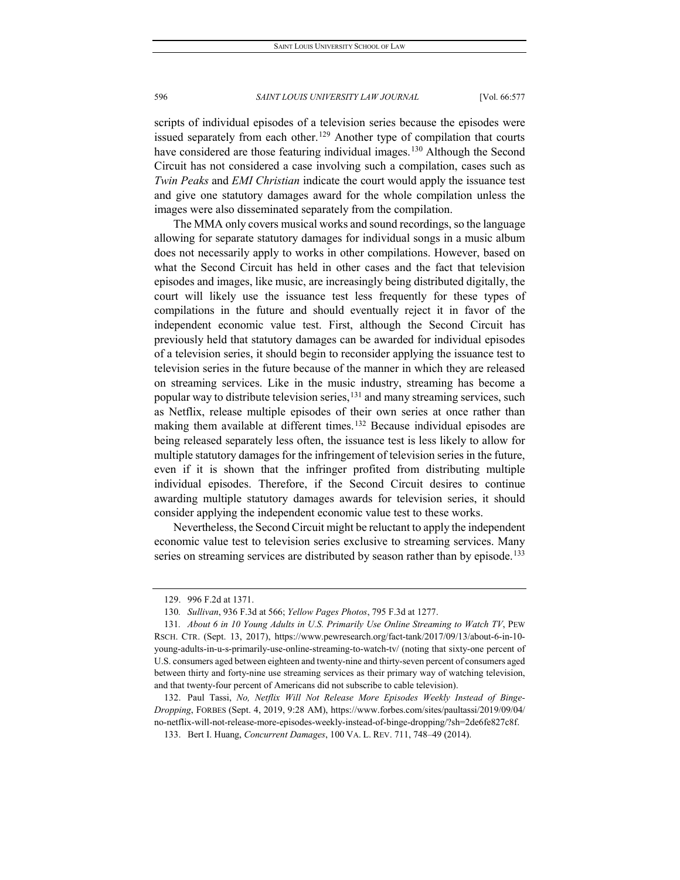scripts of individual episodes of a television series because the episodes were issued separately from each other.[129] Another type of compilation that courts have considered are those featuring individual images.[130] Although the Second Circuit has not considered a case involving such a compilation, cases such as *Twin Peaks* and *EMI Christian* indicate the court would apply the issuance test and give one statutory damages award for the whole compilation unless the images were also disseminated separately from the compilation.

The MMA only covers musical works and sound recordings, so the language allowing for separate statutory damages for individual songs in a music album does not necessarily apply to works in other compilations. However, based on what the Second Circuit has held in other cases and the fact that television episodes and images, like music, are increasingly being distributed digitally, the court will likely use the issuance test less frequently for these types of compilations in the future and should eventually reject it in favor of the independent economic value test. First, although the Second Circuit has previously held that statutory damages can be awarded for individual episodes of a television series, it should begin to reconsider applying the issuance test to television series in the future because of the manner in which they are released on streaming services. Like in the music industry, streaming has become a popular way to distribute television series,[131] and many streaming services, such as Netflix, release multiple episodes of their own series at once rather than making them available at different times.[132] Because individual episodes are being released separately less often, the issuance test is less likely to allow for multiple statutory damages for the infringement of television series in the future, even if it is shown that the infringer profited from distributing multiple individual episodes. Therefore, if the Second Circuit desires to continue awarding multiple statutory damages awards for television series, it should consider applying the independent economic value test to these works.

Nevertheless, the Second Circuit might be reluctant to apply the independent economic value test to television series exclusive to streaming services. Many series on streaming services are distributed by season rather than by episode.[133]

---

129. 996 F.2d at 1371.

130. *Sullivan*, 936 F.3d at 566; *Yellow Pages Photos*, 795 F.3d at 1277.

131. *About 6 in 10 Young Adults in U.S. Primarily Use Online Streaming to Watch TV*, PEW RSCH. CTR. (Sept. 13, 2017), https://www.pewresearch.org/fact-tank/2017/09/13/about-6-in-10-young-adults-in-u-s-primarily-use-online-streaming-to-watch-tv/ (noting that sixty-one percent of U.S. consumers aged between eighteen and twenty-nine and thirty-seven percent of consumers aged between thirty and forty-nine use streaming services as their primary way of watching television, and that twenty-four percent of Americans did not subscribe to cable television).

132. Paul Tassi, *No, Netflix Will Not Release More Episodes Weekly Instead of Binge-Dropping*, FORBES (Sept. 4, 2019, 9:28 AM), https://www.forbes.com/sites/paultassi/2019/09/04/no-netflix-will-not-release-more-episodes-weekly-instead-of-binge-dropping/?sh=2de6fe827c8f.

133. Bert I. Huang, *Concurrent Damages*, 100 VA. L. REV. 711, 748–49 (2014).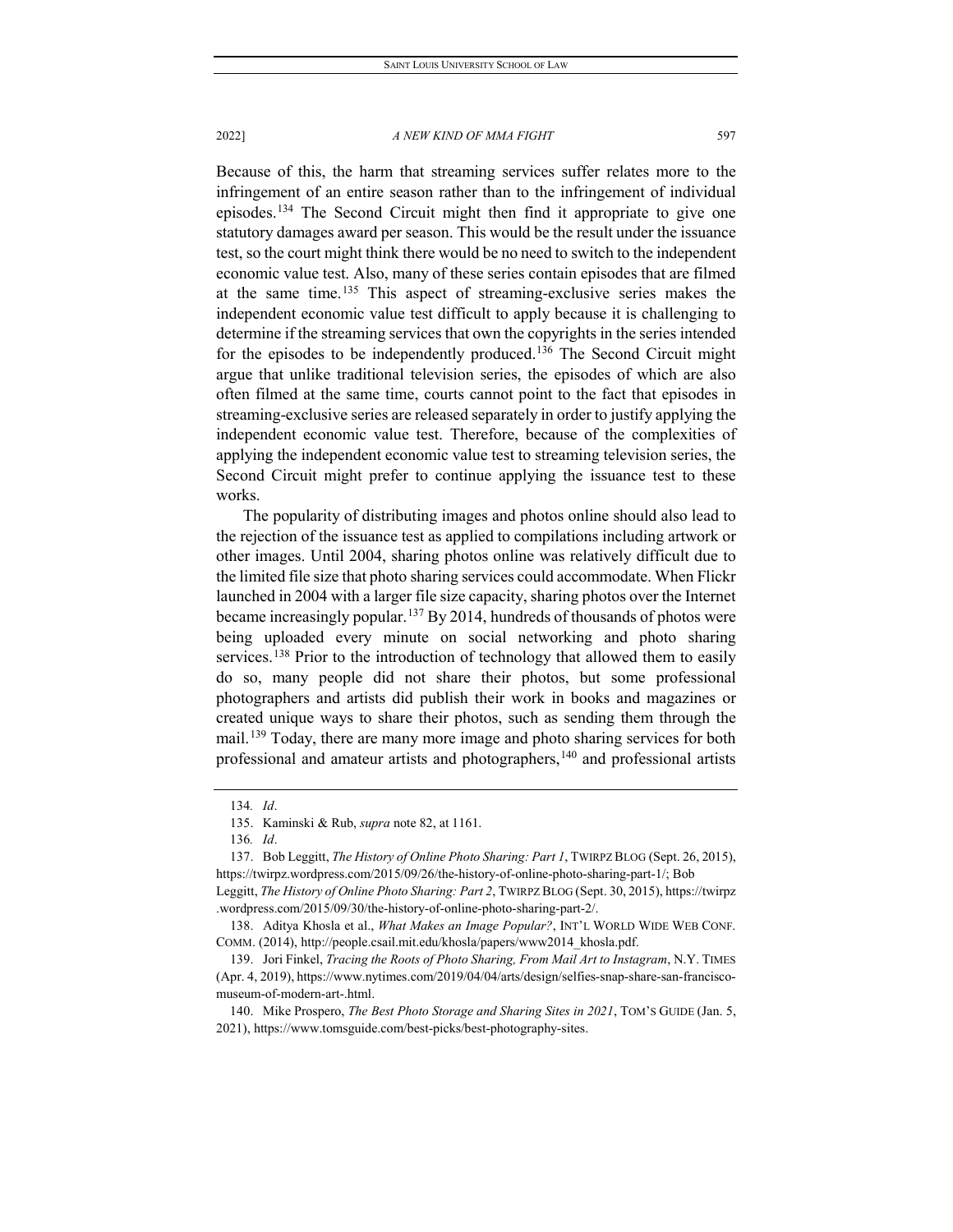Because of this, the harm that streaming services suffer relates more to the infringement of an entire season rather than to the infringement of individual episodes.[134] The Second Circuit might then find it appropriate to give one statutory damages award per season. This would be the result under the issuance test, so the court might think there would be no need to switch to the independent economic value test. Also, many of these series contain episodes that are filmed at the same time.[135] This aspect of streaming-exclusive series makes the independent economic value test difficult to apply because it is challenging to determine if the streaming services that own the copyrights in the series intended for the episodes to be independently produced.[136] The Second Circuit might argue that unlike traditional television series, the episodes of which are also often filmed at the same time, courts cannot point to the fact that episodes in streaming-exclusive series are released separately in order to justify applying the independent economic value test. Therefore, because of the complexities of applying the independent economic value test to streaming television series, the Second Circuit might prefer to continue applying the issuance test to these works.

The popularity of distributing images and photos online should also lead to the rejection of the issuance test as applied to compilations including artwork or other images. Until 2004, sharing photos online was relatively difficult due to the limited file size that photo sharing services could accommodate. When Flickr launched in 2004 with a larger file size capacity, sharing photos over the Internet became increasingly popular.[137] By 2014, hundreds of thousands of photos were being uploaded every minute on social networking and photo sharing services.[138] Prior to the introduction of technology that allowed them to easily do so, many people did not share their photos, but some professional photographers and artists did publish their work in books and magazines or created unique ways to share their photos, such as sending them through the mail.[139] Today, there are many more image and photo sharing services for both professional and amateur artists and photographers,[140] and professional artists

---

134. *Id*.

135. Kaminski & Rub, *supra* note 82, at 1161.

136. *Id*.

137. Bob Leggitt, *The History of Online Photo Sharing: Part 1*, TWIRPZ BLOG (Sept. 26, 2015), https://twirpz.wordpress.com/2015/09/26/the-history-of-online-photo-sharing-part-1/; Bob Leggitt, *The History of Online Photo Sharing: Part 2*, TWIRPZ BLOG (Sept. 30, 2015), https://twirpz.wordpress.com/2015/09/30/the-history-of-online-photo-sharing-part-2/.

138. Aditya Khosla et al., *What Makes an Image Popular?*, INT'L WORLD WIDE WEB CONF. COMM. (2014), http://people.csail.mit.edu/khosla/papers/www2014_khosla.pdf.

139. Jori Finkel, *Tracing the Roots of Photo Sharing, From Mail Art to Instagram*, N.Y. TIMES (Apr. 4, 2019), https://www.nytimes.com/2019/04/04/arts/design/selfies-snap-share-san-francisco-museum-of-modern-art-.html.

140. Mike Prospero, *The Best Photo Storage and Sharing Sites in 2021*, TOM'S GUIDE (Jan. 5, 2021), https://www.tomsguide.com/best-picks/best-photography-sites.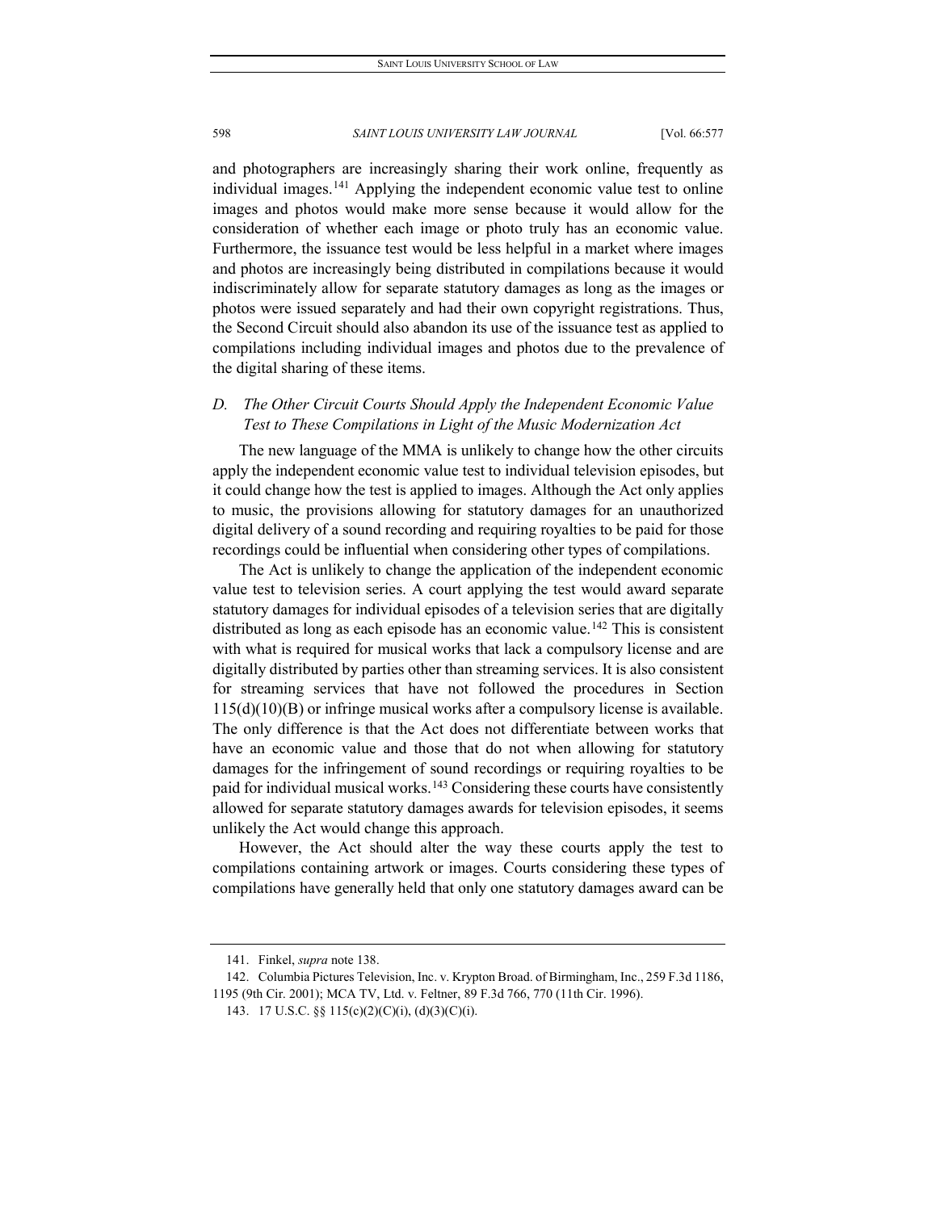and photographers are increasingly sharing their work online, frequently as individual images.[141] Applying the independent economic value test to online images and photos would make more sense because it would allow for the consideration of whether each image or photo truly has an economic value. Furthermore, the issuance test would be less helpful in a market where images and photos are increasingly being distributed in compilations because it would indiscriminately allow for separate statutory damages as long as the images or photos were issued separately and had their own copyright registrations. Thus, the Second Circuit should also abandon its use of the issuance test as applied to compilations including individual images and photos due to the prevalence of the digital sharing of these items.

### *D. The Other Circuit Courts Should Apply the Independent Economic Value Test to These Compilations in Light of the Music Modernization Act*

The new language of the MMA is unlikely to change how the other circuits apply the independent economic value test to individual television episodes, but it could change how the test is applied to images. Although the Act only applies to music, the provisions allowing for statutory damages for an unauthorized digital delivery of a sound recording and requiring royalties to be paid for those recordings could be influential when considering other types of compilations.

The Act is unlikely to change the application of the independent economic value test to television series. A court applying the test would award separate statutory damages for individual episodes of a television series that are digitally distributed as long as each episode has an economic value.[142] This is consistent with what is required for musical works that lack a compulsory license and are digitally distributed by parties other than streaming services. It is also consistent for streaming services that have not followed the procedures in Section 115(d)(10)(B) or infringe musical works after a compulsory license is available. The only difference is that the Act does not differentiate between works that have an economic value and those that do not when allowing for statutory damages for the infringement of sound recordings or requiring royalties to be paid for individual musical works.[143] Considering these courts have consistently allowed for separate statutory damages awards for television episodes, it seems unlikely the Act would change this approach.

However, the Act should alter the way these courts apply the test to compilations containing artwork or images. Courts considering these types of compilations have generally held that only one statutory damages award can be

---

141. Finkel, *supra* note 138.

142. Columbia Pictures Television, Inc. v. Krypton Broad. of Birmingham, Inc., 259 F.3d 1186, 1195 (9th Cir. 2001); MCA TV, Ltd. v. Feltner, 89 F.3d 766, 770 (11th Cir. 1996).

143. 17 U.S.C. §§ 115(c)(2)(C)(i), (d)(3)(C)(i).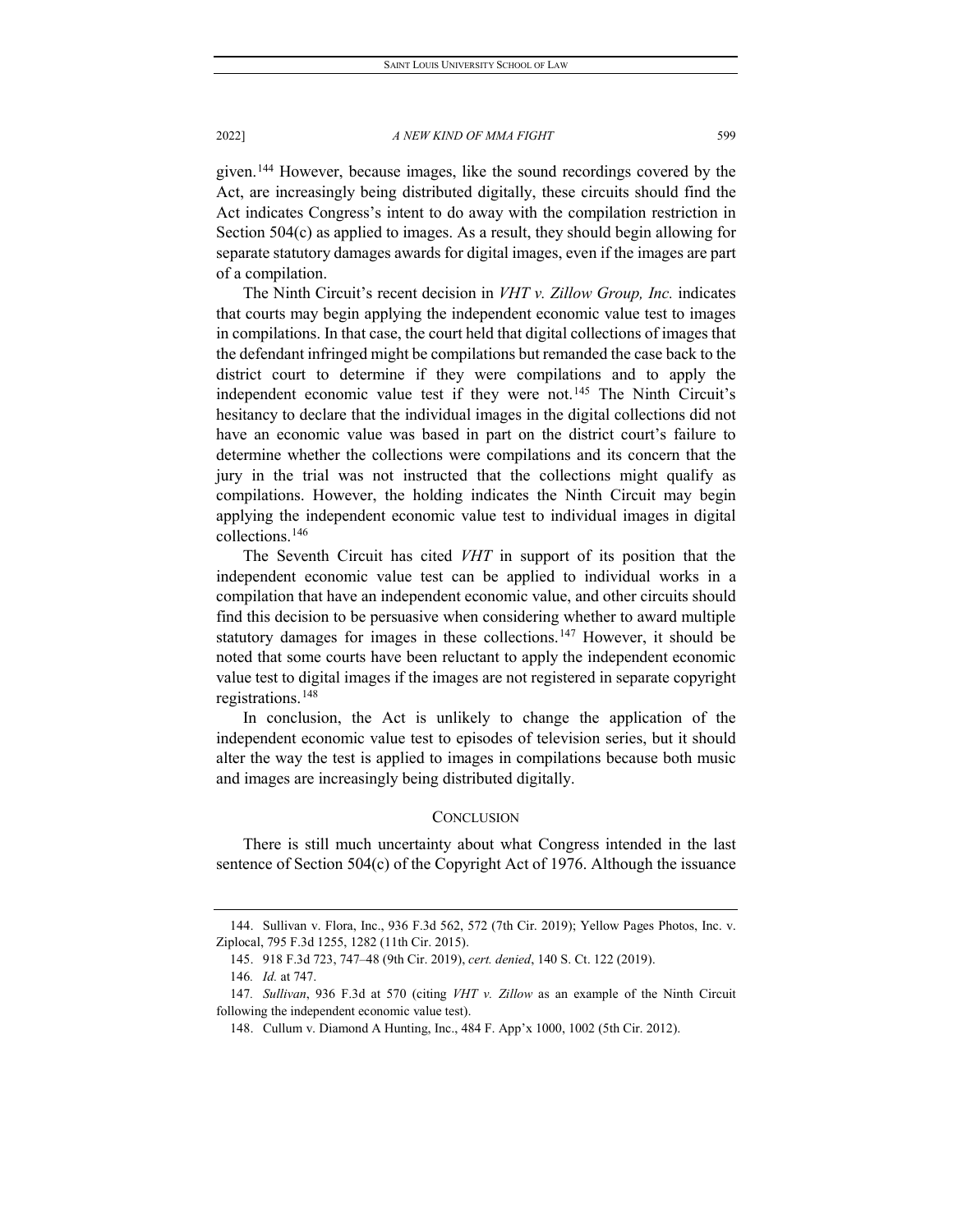given.[144] However, because images, like the sound recordings covered by the Act, are increasingly being distributed digitally, these circuits should find the Act indicates Congress's intent to do away with the compilation restriction in Section 504(c) as applied to images. As a result, they should begin allowing for separate statutory damages awards for digital images, even if the images are part of a compilation.

The Ninth Circuit's recent decision in *VHT v. Zillow Group, Inc.* indicates that courts may begin applying the independent economic value test to images in compilations. In that case, the court held that digital collections of images that the defendant infringed might be compilations but remanded the case back to the district court to determine if they were compilations and to apply the independent economic value test if they were not.[145] The Ninth Circuit's hesitancy to declare that the individual images in the digital collections did not have an economic value was based in part on the district court's failure to determine whether the collections were compilations and its concern that the jury in the trial was not instructed that the collections might qualify as compilations. However, the holding indicates the Ninth Circuit may begin applying the independent economic value test to individual images in digital collections.[146]

The Seventh Circuit has cited *VHT* in support of its position that the independent economic value test can be applied to individual works in a compilation that have an independent economic value, and other circuits should find this decision to be persuasive when considering whether to award multiple statutory damages for images in these collections.[147] However, it should be noted that some courts have been reluctant to apply the independent economic value test to digital images if the images are not registered in separate copyright registrations.[148]

In conclusion, the Act is unlikely to change the application of the independent economic value test to episodes of television series, but it should alter the way the test is applied to images in compilations because both music and images are increasingly being distributed digitally.

## CONCLUSION

There is still much uncertainty about what Congress intended in the last sentence of Section 504(c) of the Copyright Act of 1976. Although the issuance

---

144. Sullivan v. Flora, Inc., 936 F.3d 562, 572 (7th Cir. 2019); Yellow Pages Photos, Inc. v. Ziplocal, 795 F.3d 1255, 1282 (11th Cir. 2015).

145. 918 F.3d 723, 747–48 (9th Cir. 2019), *cert. denied*, 140 S. Ct. 122 (2019).

146. *Id.* at 747.

147. *Sullivan*, 936 F.3d at 570 (citing *VHT v. Zillow* as an example of the Ninth Circuit following the independent economic value test).

148. Cullum v. Diamond A Hunting, Inc., 484 F. App'x 1000, 1002 (5th Cir. 2012).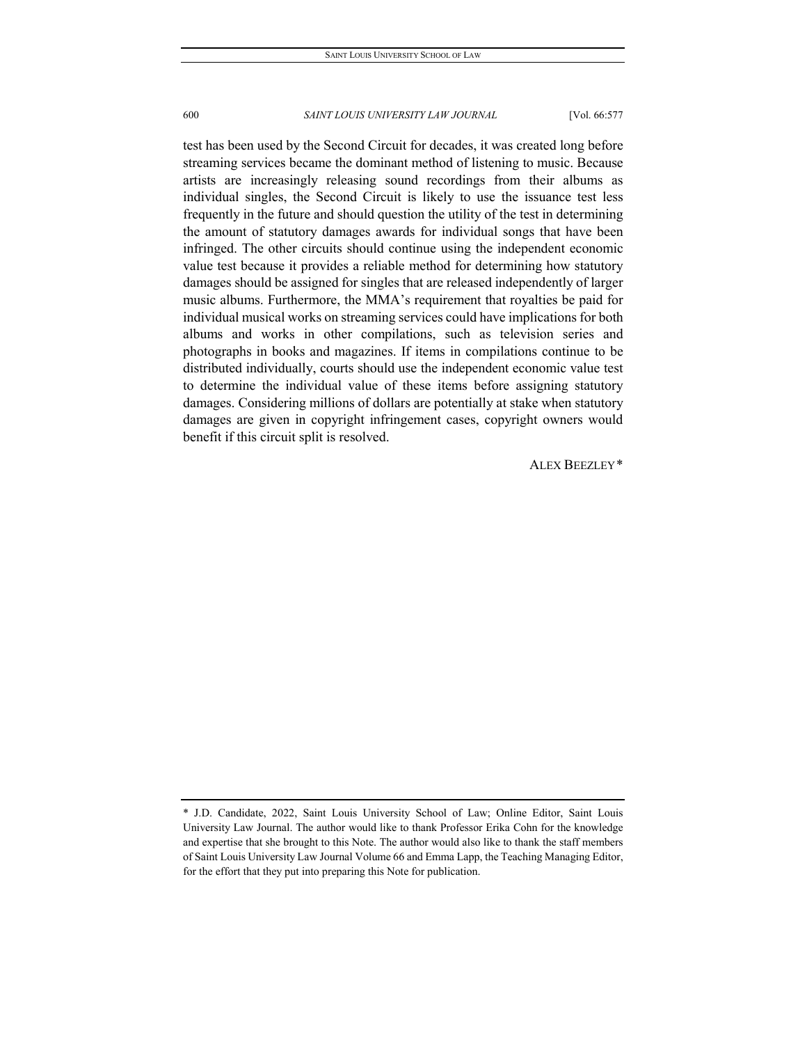test has been used by the Second Circuit for decades, it was created long before streaming services became the dominant method of listening to music. Because artists are increasingly releasing sound recordings from their albums as individual singles, the Second Circuit is likely to use the issuance test less frequently in the future and should question the utility of the test in determining the amount of statutory damages awards for individual songs that have been infringed. The other circuits should continue using the independent economic value test because it provides a reliable method for determining how statutory damages should be assigned for singles that are released independently of larger music albums. Furthermore, the MMA's requirement that royalties be paid for individual musical works on streaming services could have implications for both albums and works in other compilations, such as television series and photographs in books and magazines. If items in compilations continue to be distributed individually, courts should use the independent economic value test to determine the individual value of these items before assigning statutory damages. Considering millions of dollars are potentially at stake when statutory damages are given in copyright infringement cases, copyright owners would benefit if this circuit split is resolved.

ALEX BEEZLEY*

---

* J.D. Candidate, 2022, Saint Louis University School of Law; Online Editor, Saint Louis University Law Journal. The author would like to thank Professor Erika Cohn for the knowledge and expertise that she brought to this Note. The author would also like to thank the staff members of Saint Louis University Law Journal Volume 66 and Emma Lapp, the Teaching Managing Editor, for the effort that they put into preparing this Note for publication.